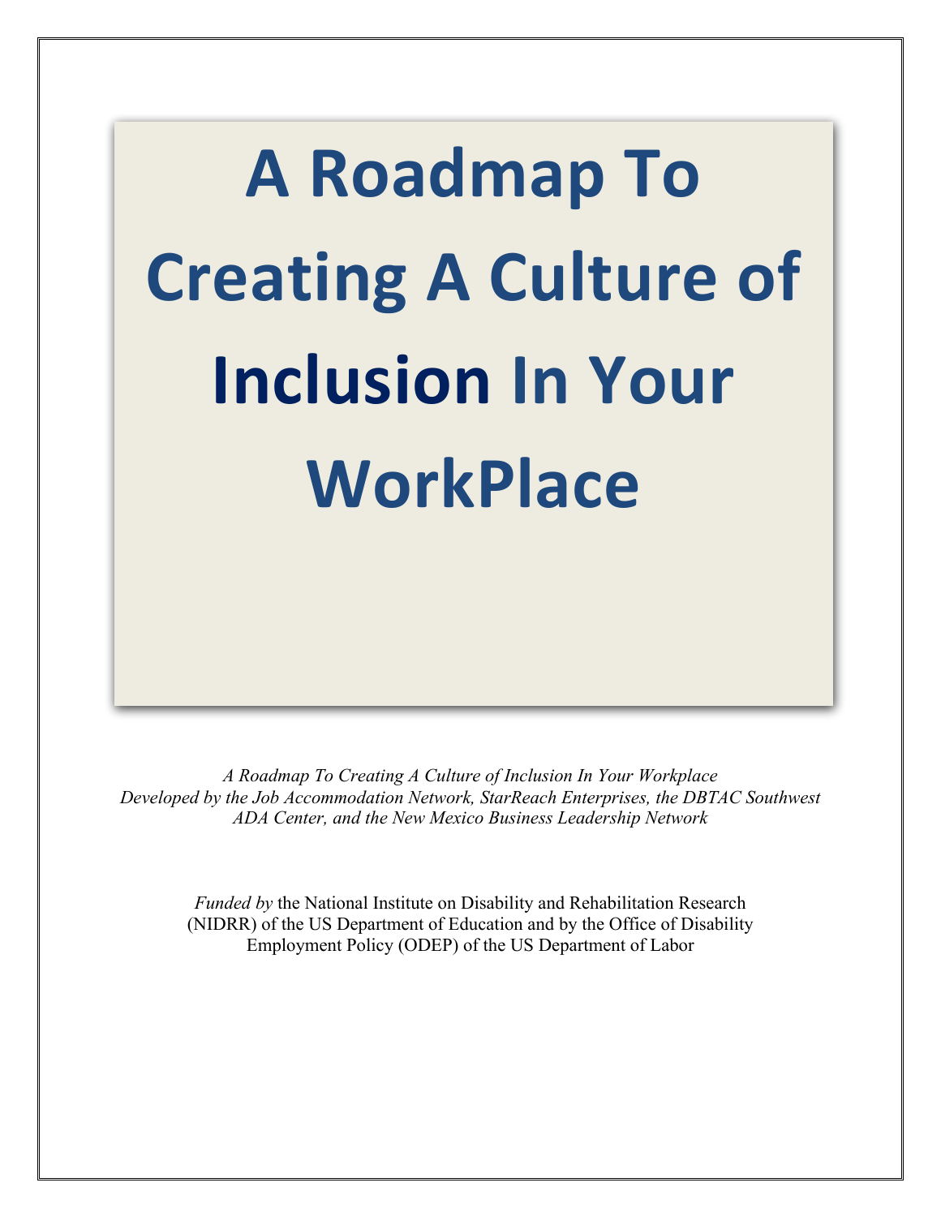# A Roadmap To Creating A Culture of **Inclusion** In Your WorkPlace

*A Roadmap To Creating A Culture of Inclusion In Your Workplace*
*Developed by the Job Accommodation Network, StarReach Enterprises, the DBTAC Southwest ADA Center, and the New Mexico Business Leadership Network*

*Funded by* the National Institute on Disability and Rehabilitation Research (NIDRR) of the US Department of Education and by the Office of Disability Employment Policy (ODEP) of the US Department of Labor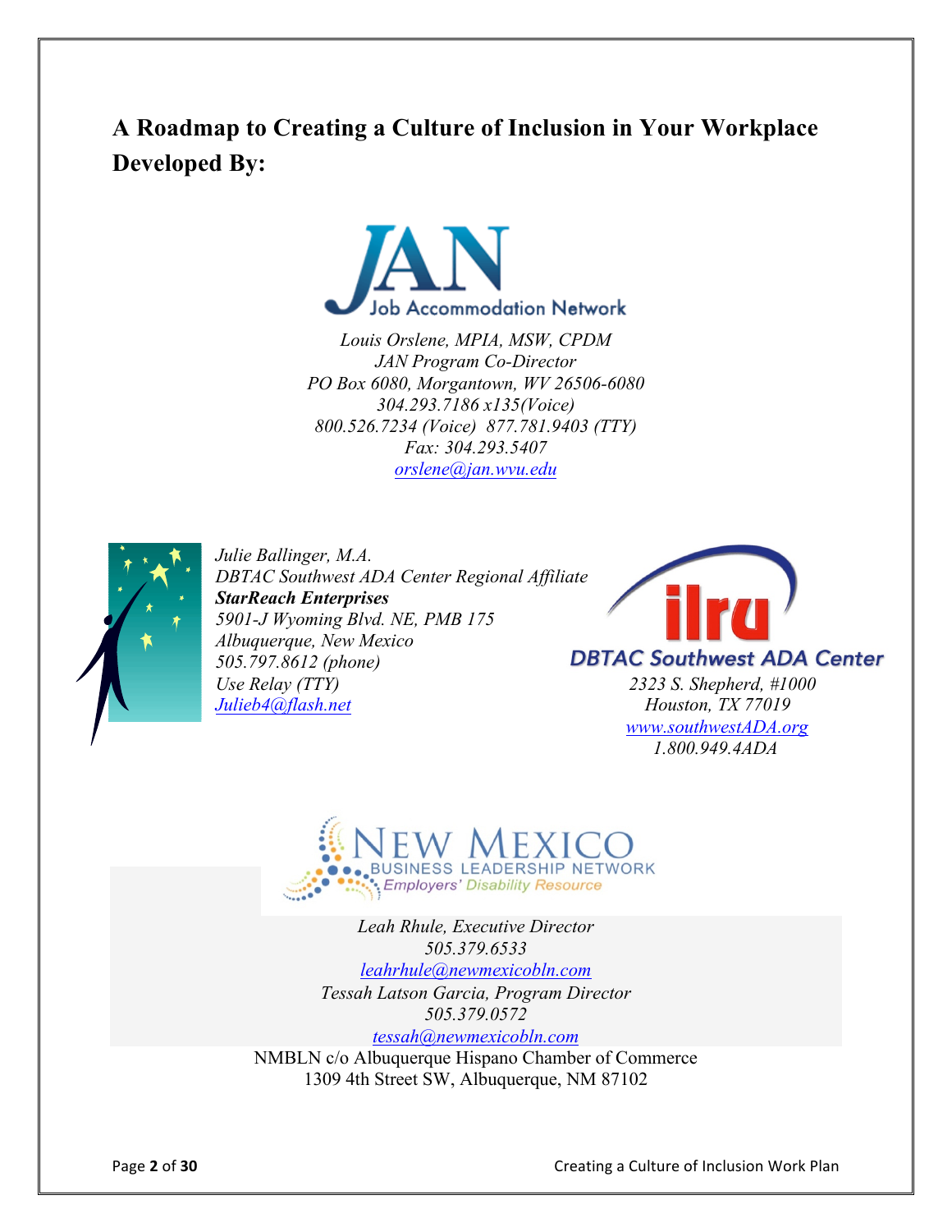# A Roadmap to Creating a Culture of Inclusion in Your Workplace Developed By:

Job Accommodation Network

*Louis Orslene, MPIA, MSW, CPDM*
*JAN Program Co-Director*
*PO Box 6080, Morgantown, WV 26506-6080*
*304.293.7186 x135(Voice)*
*800.526.7234 (Voice) 877.781.9403 (TTY)*
*Fax: 304.293.5407*
*orslene@jan.wvu.edu*

*Julie Ballinger, M.A.*
*DBTAC Southwest ADA Center Regional Affiliate*
***StarReach Enterprises***
*5901-J Wyoming Blvd. NE, PMB 175*
*Albuquerque, New Mexico*
*505.797.8612 (phone)*
*Use Relay (TTY)*
*Julieb4@flash.net*

ilru
DBTAC Southwest ADA Center
*2323 S. Shepherd, #1000*
*Houston, TX 77019*
*www.southwestADA.org*
*1.800.949.4ADA*

NEW MEXICO BUSINESS LEADERSHIP NETWORK
Employers' Disability Resource

*Leah Rhule, Executive Director*
*505.379.6533*
*leahrhule@newmexicobln.com*
*Tessah Latson Garcia, Program Director*
*505.379.0572*
*tessah@newmexicobln.com*

NMBLN c/o Albuquerque Hispano Chamber of Commerce
1309 4th Street SW, Albuquerque, NM 87102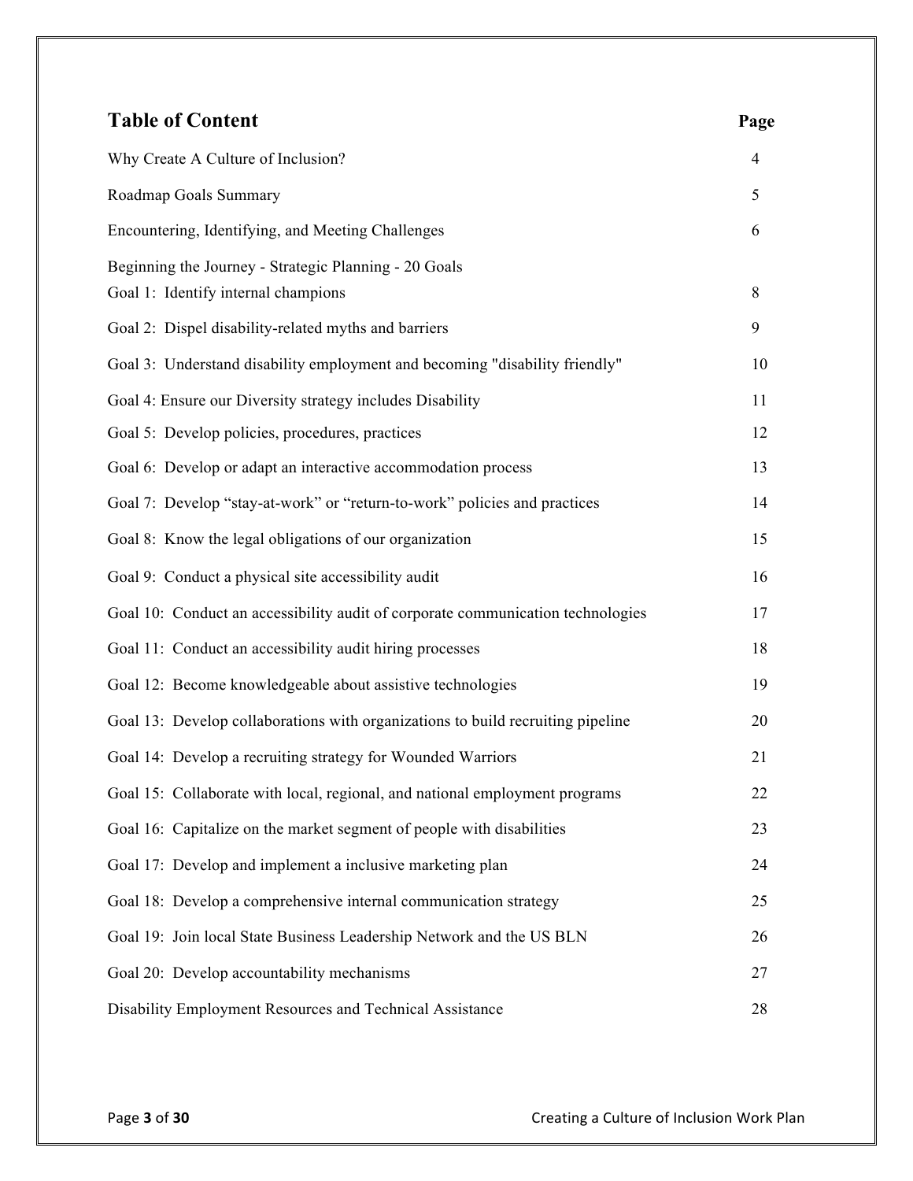## Table of Content

| | Page |
|---|---|
| Why Create A Culture of Inclusion? | 4 |
| Roadmap Goals Summary | 5 |
| Encountering, Identifying, and Meeting Challenges | 6 |
| Beginning the Journey - Strategic Planning - 20 Goals | |
| Goal 1: Identify internal champions | 8 |
| Goal 2: Dispel disability-related myths and barriers | 9 |
| Goal 3: Understand disability employment and becoming "disability friendly" | 10 |
| Goal 4: Ensure our Diversity strategy includes Disability | 11 |
| Goal 5: Develop policies, procedures, practices | 12 |
| Goal 6: Develop or adapt an interactive accommodation process | 13 |
| Goal 7: Develop “stay-at-work” or “return-to-work” policies and practices | 14 |
| Goal 8: Know the legal obligations of our organization | 15 |
| Goal 9: Conduct a physical site accessibility audit | 16 |
| Goal 10: Conduct an accessibility audit of corporate communication technologies | 17 |
| Goal 11: Conduct an accessibility audit hiring processes | 18 |
| Goal 12: Become knowledgeable about assistive technologies | 19 |
| Goal 13: Develop collaborations with organizations to build recruiting pipeline | 20 |
| Goal 14: Develop a recruiting strategy for Wounded Warriors | 21 |
| Goal 15: Collaborate with local, regional, and national employment programs | 22 |
| Goal 16: Capitalize on the market segment of people with disabilities | 23 |
| Goal 17: Develop and implement a inclusive marketing plan | 24 |
| Goal 18: Develop a comprehensive internal communication strategy | 25 |
| Goal 19: Join local State Business Leadership Network and the US BLN | 26 |
| Goal 20: Develop accountability mechanisms | 27 |
| Disability Employment Resources and Technical Assistance | 28 |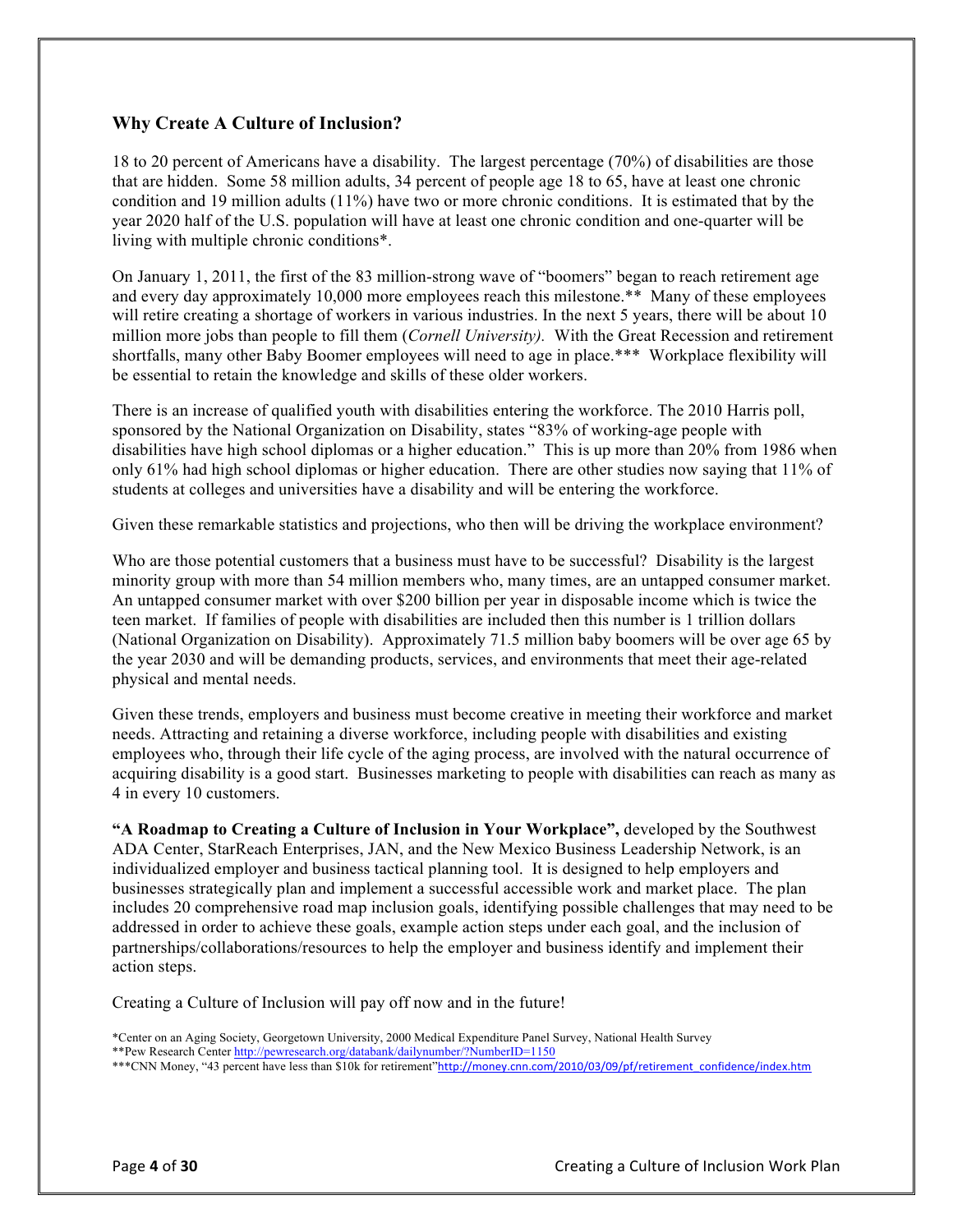## Why Create A Culture of Inclusion?

18 to 20 percent of Americans have a disability. The largest percentage (70%) of disabilities are those that are hidden. Some 58 million adults, 34 percent of people age 18 to 65, have at least one chronic condition and 19 million adults (11%) have two or more chronic conditions. It is estimated that by the year 2020 half of the U.S. population will have at least one chronic condition and one-quarter will be living with multiple chronic conditions*.

On January 1, 2011, the first of the 83 million-strong wave of "boomers" began to reach retirement age and every day approximately 10,000 more employees reach this milestone.** Many of these employees will retire creating a shortage of workers in various industries. In the next 5 years, there will be about 10 million more jobs than people to fill them (*Cornell University).* With the Great Recession and retirement shortfalls, many other Baby Boomer employees will need to age in place.*** Workplace flexibility will be essential to retain the knowledge and skills of these older workers.

There is an increase of qualified youth with disabilities entering the workforce. The 2010 Harris poll, sponsored by the National Organization on Disability, states "83% of working-age people with disabilities have high school diplomas or a higher education." This is up more than 20% from 1986 when only 61% had high school diplomas or higher education. There are other studies now saying that 11% of students at colleges and universities have a disability and will be entering the workforce.

Given these remarkable statistics and projections, who then will be driving the workplace environment?

Who are those potential customers that a business must have to be successful? Disability is the largest minority group with more than 54 million members who, many times, are an untapped consumer market. An untapped consumer market with over $200 billion per year in disposable income which is twice the teen market. If families of people with disabilities are included then this number is 1 trillion dollars (National Organization on Disability). Approximately 71.5 million baby boomers will be over age 65 by the year 2030 and will be demanding products, services, and environments that meet their age-related physical and mental needs.

Given these trends, employers and business must become creative in meeting their workforce and market needs. Attracting and retaining a diverse workforce, including people with disabilities and existing employees who, through their life cycle of the aging process, are involved with the natural occurrence of acquiring disability is a good start. Businesses marketing to people with disabilities can reach as many as 4 in every 10 customers.

**"A Roadmap to Creating a Culture of Inclusion in Your Workplace",** developed by the Southwest ADA Center, StarReach Enterprises, JAN, and the New Mexico Business Leadership Network, is an individualized employer and business tactical planning tool. It is designed to help employers and businesses strategically plan and implement a successful accessible work and market place. The plan includes 20 comprehensive road map inclusion goals, identifying possible challenges that may need to be addressed in order to achieve these goals, example action steps under each goal, and the inclusion of partnerships/collaborations/resources to help the employer and business identify and implement their action steps.

Creating a Culture of Inclusion will pay off now and in the future!

*Center on an Aging Society, Georgetown University, 2000 Medical Expenditure Panel Survey, National Health Survey
**Pew Research Center http://pewresearch.org/databank/dailynumber/?NumberID=1150
***CNN Money, "43 percent have less than $10k for retirement"http://money.cnn.com/2010/03/09/pf/retirement_confidence/index.htm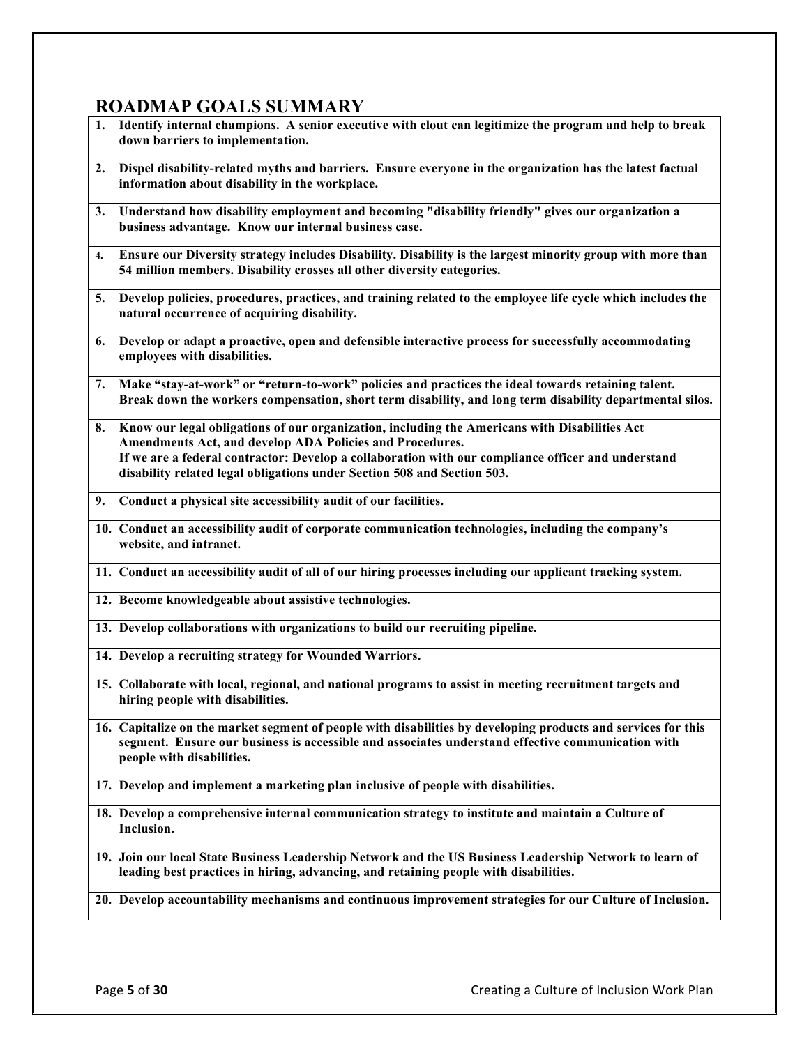## ROADMAP GOALS SUMMARY

1. **Identify internal champions. A senior executive with clout can legitimize the program and help to break down barriers to implementation.**
2. **Dispel disability-related myths and barriers. Ensure everyone in the organization has the latest factual information about disability in the workplace.**
3. **Understand how disability employment and becoming "disability friendly" gives our organization a business advantage. Know our internal business case.**
4. **Ensure our Diversity strategy includes Disability. Disability is the largest minority group with more than 54 million members. Disability crosses all other diversity categories.**
5. **Develop policies, procedures, practices, and training related to the employee life cycle which includes the natural occurrence of acquiring disability.**
6. **Develop or adapt a proactive, open and defensible interactive process for successfully accommodating employees with disabilities.**
7. **Make "stay-at-work" or "return-to-work" policies and practices the ideal towards retaining talent. Break down the workers compensation, short term disability, and long term disability departmental silos.**
8. **Know our legal obligations of our organization, including the Americans with Disabilities Act Amendments Act, and develop ADA Policies and Procedures.**
   **If we are a federal contractor: Develop a collaboration with our compliance officer and understand disability related legal obligations under Section 508 and Section 503.**
9. **Conduct a physical site accessibility audit of our facilities.**
10. **Conduct an accessibility audit of corporate communication technologies, including the company's website, and intranet.**
11. **Conduct an accessibility audit of all of our hiring processes including our applicant tracking system.**
12. **Become knowledgeable about assistive technologies.**
13. **Develop collaborations with organizations to build our recruiting pipeline.**
14. **Develop a recruiting strategy for Wounded Warriors.**
15. **Collaborate with local, regional, and national programs to assist in meeting recruitment targets and hiring people with disabilities.**
16. **Capitalize on the market segment of people with disabilities by developing products and services for this segment. Ensure our business is accessible and associates understand effective communication with people with disabilities.**
17. **Develop and implement a marketing plan inclusive of people with disabilities.**
18. **Develop a comprehensive internal communication strategy to institute and maintain a Culture of Inclusion.**
19. **Join our local State Business Leadership Network and the US Business Leadership Network to learn of leading best practices in hiring, advancing, and retaining people with disabilities.**
20. **Develop accountability mechanisms and continuous improvement strategies for our Culture of Inclusion.**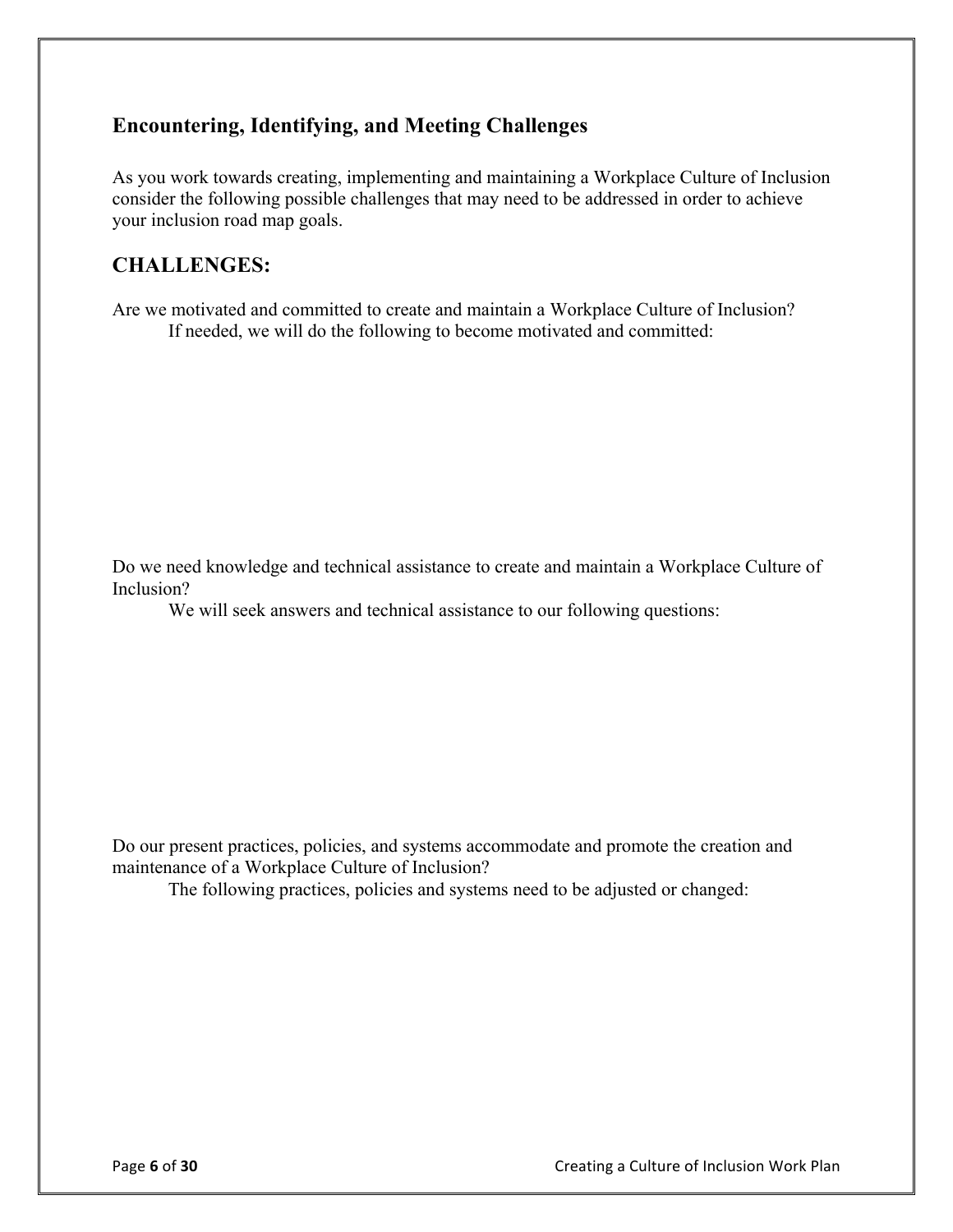## Encountering, Identifying, and Meeting Challenges

As you work towards creating, implementing and maintaining a Workplace Culture of Inclusion consider the following possible challenges that may need to be addressed in order to achieve your inclusion road map goals.

## CHALLENGES:

Are we motivated and committed to create and maintain a Workplace Culture of Inclusion?

If needed, we will do the following to become motivated and committed:

Do we need knowledge and technical assistance to create and maintain a Workplace Culture of Inclusion?

We will seek answers and technical assistance to our following questions:

Do our present practices, policies, and systems accommodate and promote the creation and maintenance of a Workplace Culture of Inclusion?

The following practices, policies and systems need to be adjusted or changed: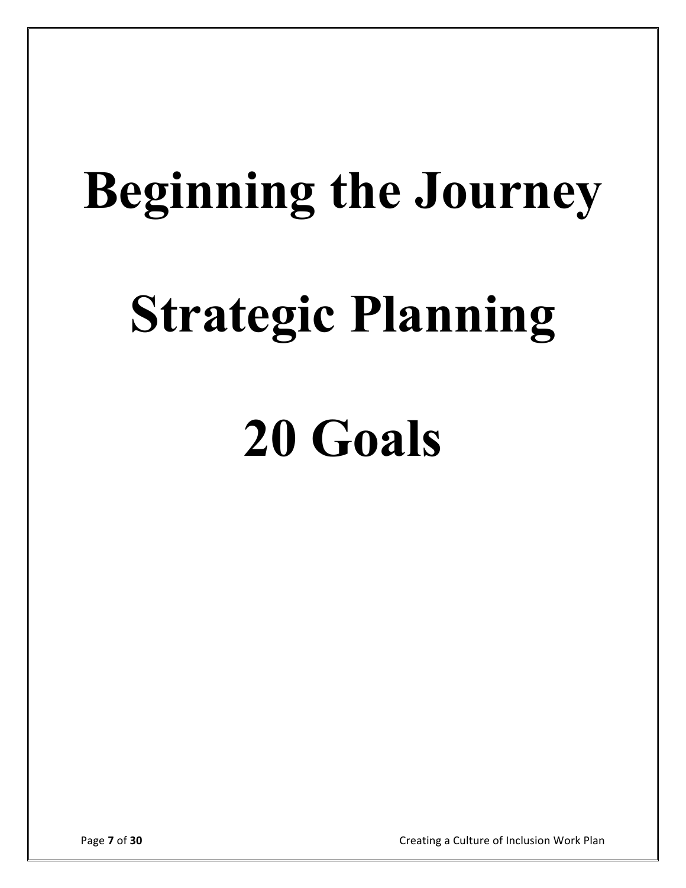# Beginning the Journey

# Strategic Planning

# 20 Goals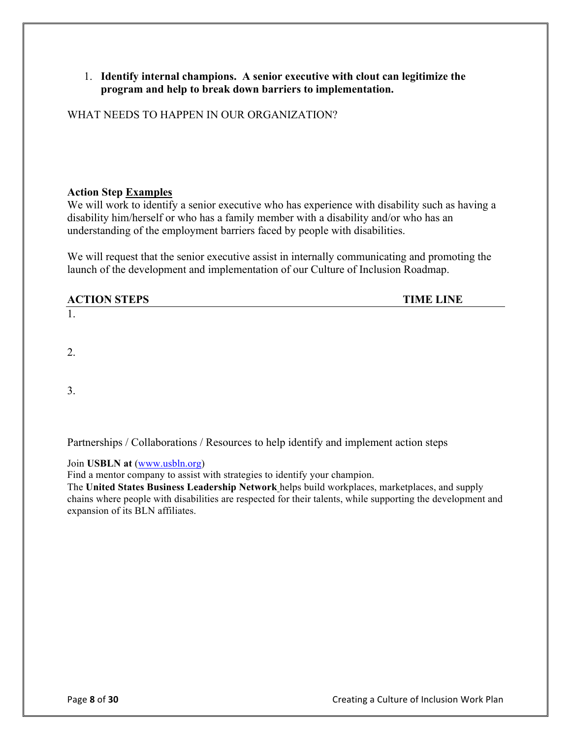1. **Identify internal champions. A senior executive with clout can legitimize the program and help to break down barriers to implementation.**

WHAT NEEDS TO HAPPEN IN OUR ORGANIZATION?

**Action Step <u>Examples</u>**
We will work to identify a senior executive who has experience with disability such as having a disability him/herself or who has a family member with a disability and/or who has an understanding of the employment barriers faced by people with disabilities.

We will request that the senior executive assist in internally communicating and promoting the launch of the development and implementation of our Culture of Inclusion Roadmap.

| ACTION STEPS | TIME LINE |
|---|---|
| 1. | |
| 2. | |
| 3. | |

Partnerships / Collaborations / Resources to help identify and implement action steps

Join **USBLN at** (www.usbln.org)
Find a mentor company to assist with strategies to identify your champion.
The **United States Business Leadership Network** helps build workplaces, marketplaces, and supply chains where people with disabilities are respected for their talents, while supporting the development and expansion of its BLN affiliates.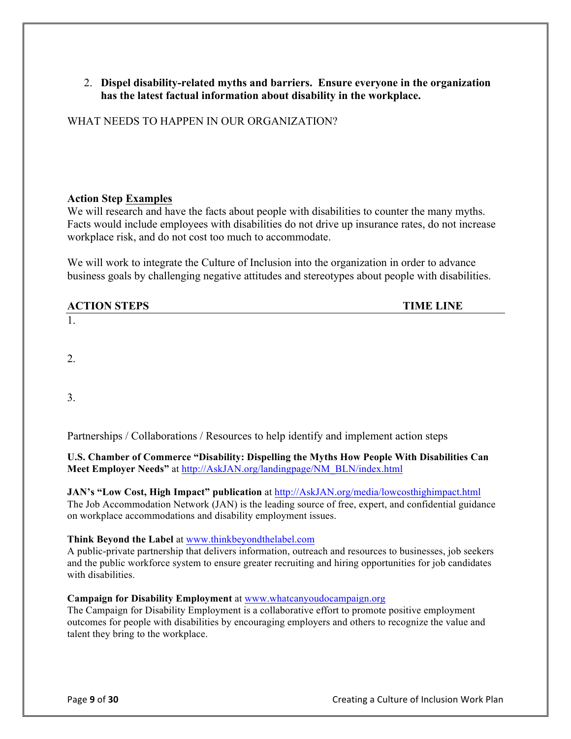2. **Dispel disability-related myths and barriers. Ensure everyone in the organization has the latest factual information about disability in the workplace.**

WHAT NEEDS TO HAPPEN IN OUR ORGANIZATION?

**Action Step <u>Examples</u>**

We will research and have the facts about people with disabilities to counter the many myths. Facts would include employees with disabilities do not drive up insurance rates, do not increase workplace risk, and do not cost too much to accommodate.

We will work to integrate the Culture of Inclusion into the organization in order to advance business goals by challenging negative attitudes and stereotypes about people with disabilities.

| ACTION STEPS | TIME LINE |
|---|---|
| 1. | |
| 2. | |
| 3. | |

Partnerships / Collaborations / Resources to help identify and implement action steps

**U.S. Chamber of Commerce "Disability: Dispelling the Myths How People With Disabilities Can Meet Employer Needs"** at http://AskJAN.org/landingpage/NM_BLN/index.html

**JAN's "Low Cost, High Impact" publication** at http://AskJAN.org/media/lowcosthighimpact.html
The Job Accommodation Network (JAN) is the leading source of free, expert, and confidential guidance on workplace accommodations and disability employment issues.

**Think Beyond the Label** at www.thinkbeyondthelabel.com
A public-private partnership that delivers information, outreach and resources to businesses, job seekers and the public workforce system to ensure greater recruiting and hiring opportunities for job candidates with disabilities.

**Campaign for Disability Employment** at www.whatcanyoudocampaign.org
The Campaign for Disability Employment is a collaborative effort to promote positive employment outcomes for people with disabilities by encouraging employers and others to recognize the value and talent they bring to the workplace.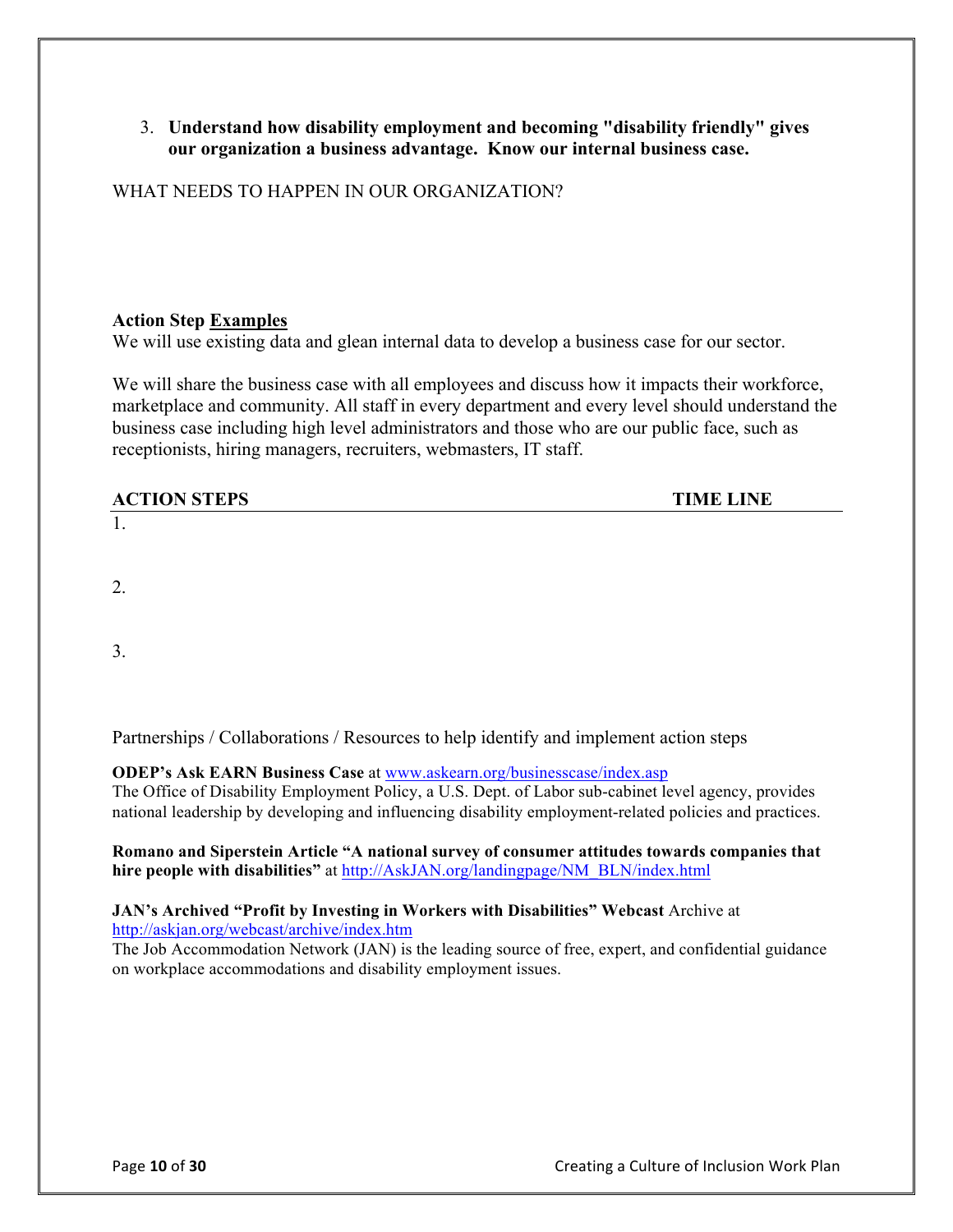3. **Understand how disability employment and becoming "disability friendly" gives our organization a business advantage. Know our internal business case.**

WHAT NEEDS TO HAPPEN IN OUR ORGANIZATION?

**Action Step <u>Examples</u>**

We will use existing data and glean internal data to develop a business case for our sector.

We will share the business case with all employees and discuss how it impacts their workforce, marketplace and community. All staff in every department and every level should understand the business case including high level administrators and those who are our public face, such as receptionists, hiring managers, recruiters, webmasters, IT staff.

| ACTION STEPS | TIME LINE |
| --- | --- |
| 1. | |
| 2. | |
| 3. | |

Partnerships / Collaborations / Resources to help identify and implement action steps

**ODEP's Ask EARN Business Case** at www.askearn.org/businesscase/index.asp
The Office of Disability Employment Policy, a U.S. Dept. of Labor sub-cabinet level agency, provides national leadership by developing and influencing disability employment-related policies and practices.

**Romano and Siperstein Article "A national survey of consumer attitudes towards companies that hire people with disabilities"** at http://AskJAN.org/landingpage/NM_BLN/index.html

**JAN's Archived "Profit by Investing in Workers with Disabilities" Webcast** Archive at http://askjan.org/webcast/archive/index.htm
The Job Accommodation Network (JAN) is the leading source of free, expert, and confidential guidance on workplace accommodations and disability employment issues.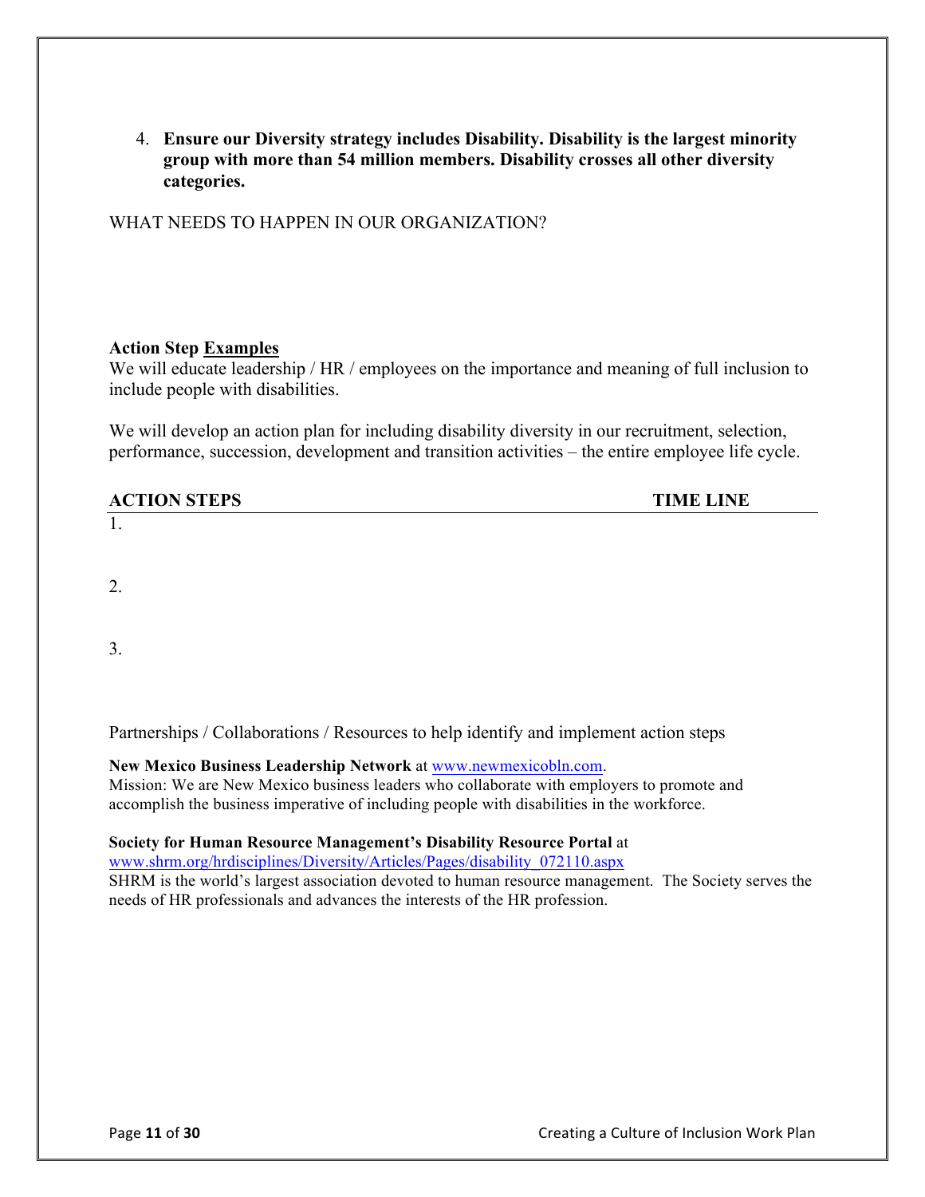4. **Ensure our Diversity strategy includes Disability. Disability is the largest minority group with more than 54 million members. Disability crosses all other diversity categories.**

WHAT NEEDS TO HAPPEN IN OUR ORGANIZATION?

**Action Step Examples**
We will educate leadership / HR / employees on the importance and meaning of full inclusion to include people with disabilities.

We will develop an action plan for including disability diversity in our recruitment, selection, performance, succession, development and transition activities – the entire employee life cycle.

| ACTION STEPS | TIME LINE |
|---|---|
| 1. | |
| 2. | |
| 3. | |

Partnerships / Collaborations / Resources to help identify and implement action steps

**New Mexico Business Leadership Network** at www.newmexicobln.com.
Mission: We are New Mexico business leaders who collaborate with employers to promote and accomplish the business imperative of including people with disabilities in the workforce.

**Society for Human Resource Management's Disability Resource Portal** at
www.shrm.org/hrdisciplines/Diversity/Articles/Pages/disability_072110.aspx
SHRM is the world's largest association devoted to human resource management. The Society serves the needs of HR professionals and advances the interests of the HR profession.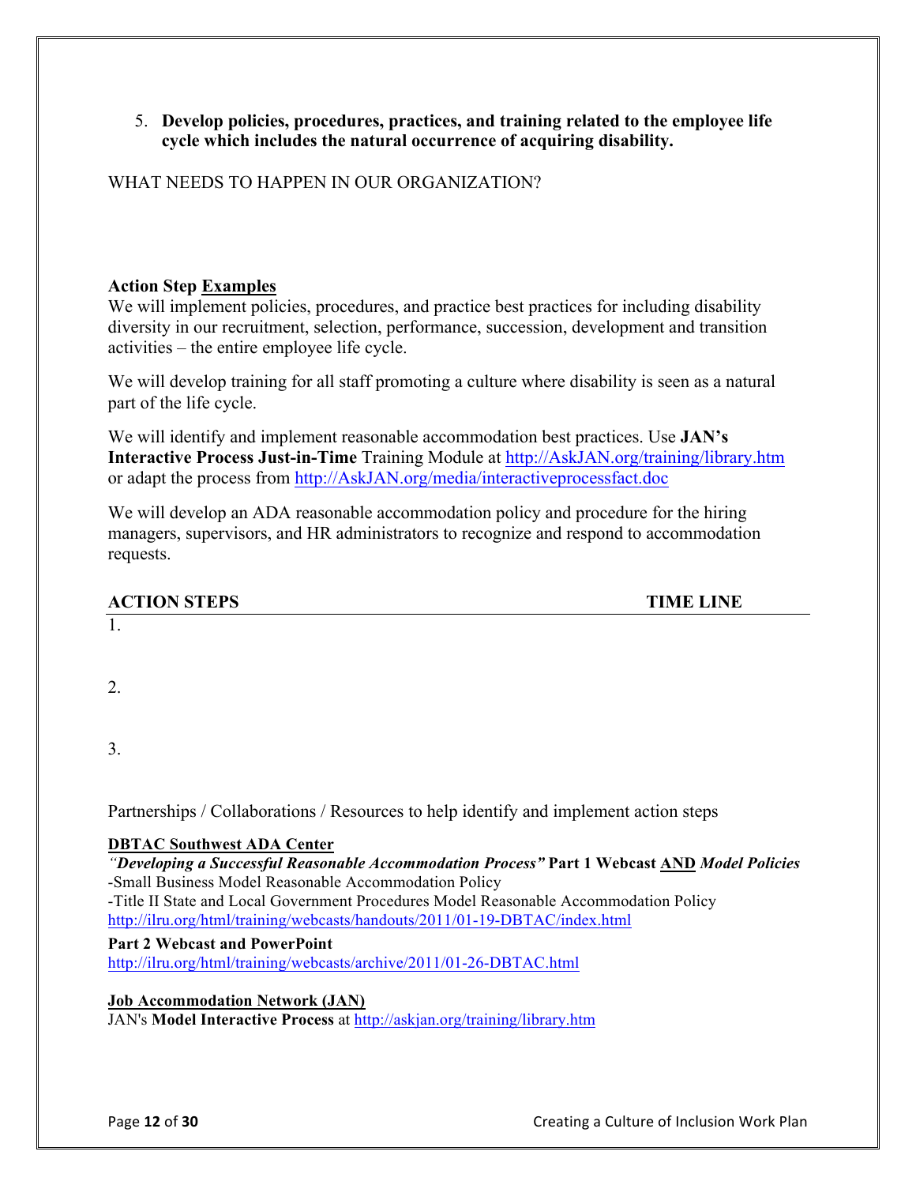5. **Develop policies, procedures, practices, and training related to the employee life cycle which includes the natural occurrence of acquiring disability.**

WHAT NEEDS TO HAPPEN IN OUR ORGANIZATION?

**Action Step Examples**

We will implement policies, procedures, and practice best practices for including disability diversity in our recruitment, selection, performance, succession, development and transition activities – the entire employee life cycle.

We will develop training for all staff promoting a culture where disability is seen as a natural part of the life cycle.

We will identify and implement reasonable accommodation best practices. Use **JAN's Interactive Process Just-in-Time** Training Module at http://AskJAN.org/training/library.htm or adapt the process from http://AskJAN.org/media/interactiveprocessfact.doc

We will develop an ADA reasonable accommodation policy and procedure for the hiring managers, supervisors, and HR administrators to recognize and respond to accommodation requests.

| ACTION STEPS | TIME LINE |
|---|---|
| 1. | |
| 2. | |
| 3. | |

Partnerships / Collaborations / Resources to help identify and implement action steps

**DBTAC Southwest ADA Center**

***"Developing a Successful Reasonable Accommodation Process"*** **Part 1 Webcast AND** ***Model Policies***

-Small Business Model Reasonable Accommodation Policy

-Title II State and Local Government Procedures Model Reasonable Accommodation Policy

http://ilru.org/html/training/webcasts/handouts/2011/01-19-DBTAC/index.html

**Part 2 Webcast and PowerPoint**

http://ilru.org/html/training/webcasts/archive/2011/01-26-DBTAC.html

**Job Accommodation Network (JAN)**

JAN's **Model Interactive Process** at http://askjan.org/training/library.htm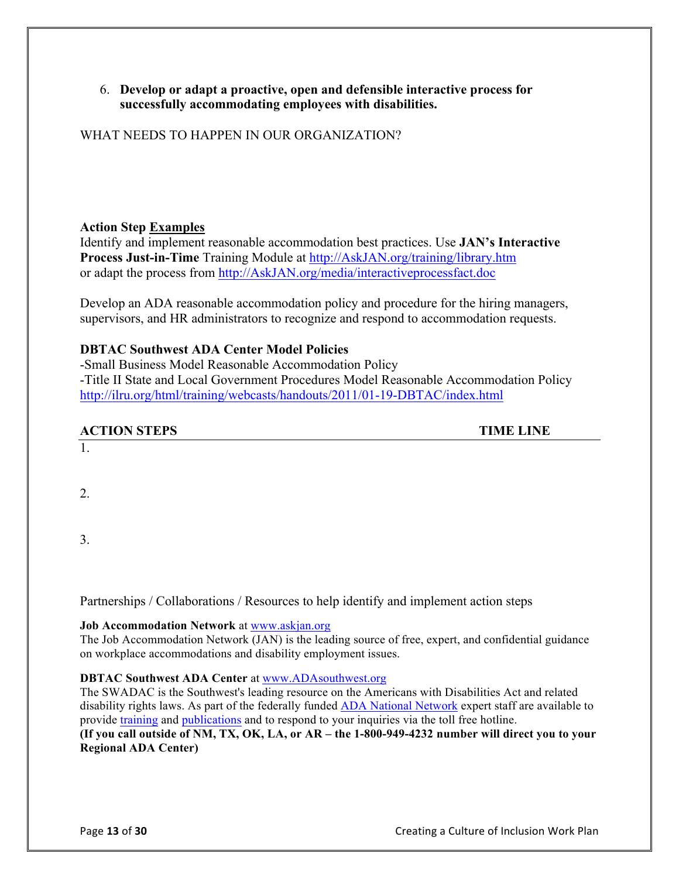6. **Develop or adapt a proactive, open and defensible interactive process for successfully accommodating employees with disabilities.**

WHAT NEEDS TO HAPPEN IN OUR ORGANIZATION?

**Action Step Examples**

Identify and implement reasonable accommodation best practices. Use **JAN's Interactive Process Just-in-Time** Training Module at http://AskJAN.org/training/library.htm or adapt the process from http://AskJAN.org/media/interactiveprocessfact.doc

Develop an ADA reasonable accommodation policy and procedure for the hiring managers, supervisors, and HR administrators to recognize and respond to accommodation requests.

**DBTAC Southwest ADA Center Model Policies**

-Small Business Model Reasonable Accommodation Policy
-Title II State and Local Government Procedures Model Reasonable Accommodation Policy
http://ilru.org/html/training/webcasts/handouts/2011/01-19-DBTAC/index.html

| ACTION STEPS | TIME LINE |
|---|---|
| 1. | |
| 2. | |
| 3. | |

Partnerships / Collaborations / Resources to help identify and implement action steps

**Job Accommodation Network** at www.askjan.org
The Job Accommodation Network (JAN) is the leading source of free, expert, and confidential guidance on workplace accommodations and disability employment issues.

**DBTAC Southwest ADA Center** at www.ADAsouthwest.org
The SWADAC is the Southwest's leading resource on the Americans with Disabilities Act and related disability rights laws. As part of the federally funded ADA National Network expert staff are available to provide training and publications and to respond to your inquiries via the toll free hotline.
**(If you call outside of NM, TX, OK, LA, or AR – the 1-800-949-4232 number will direct you to your Regional ADA Center)**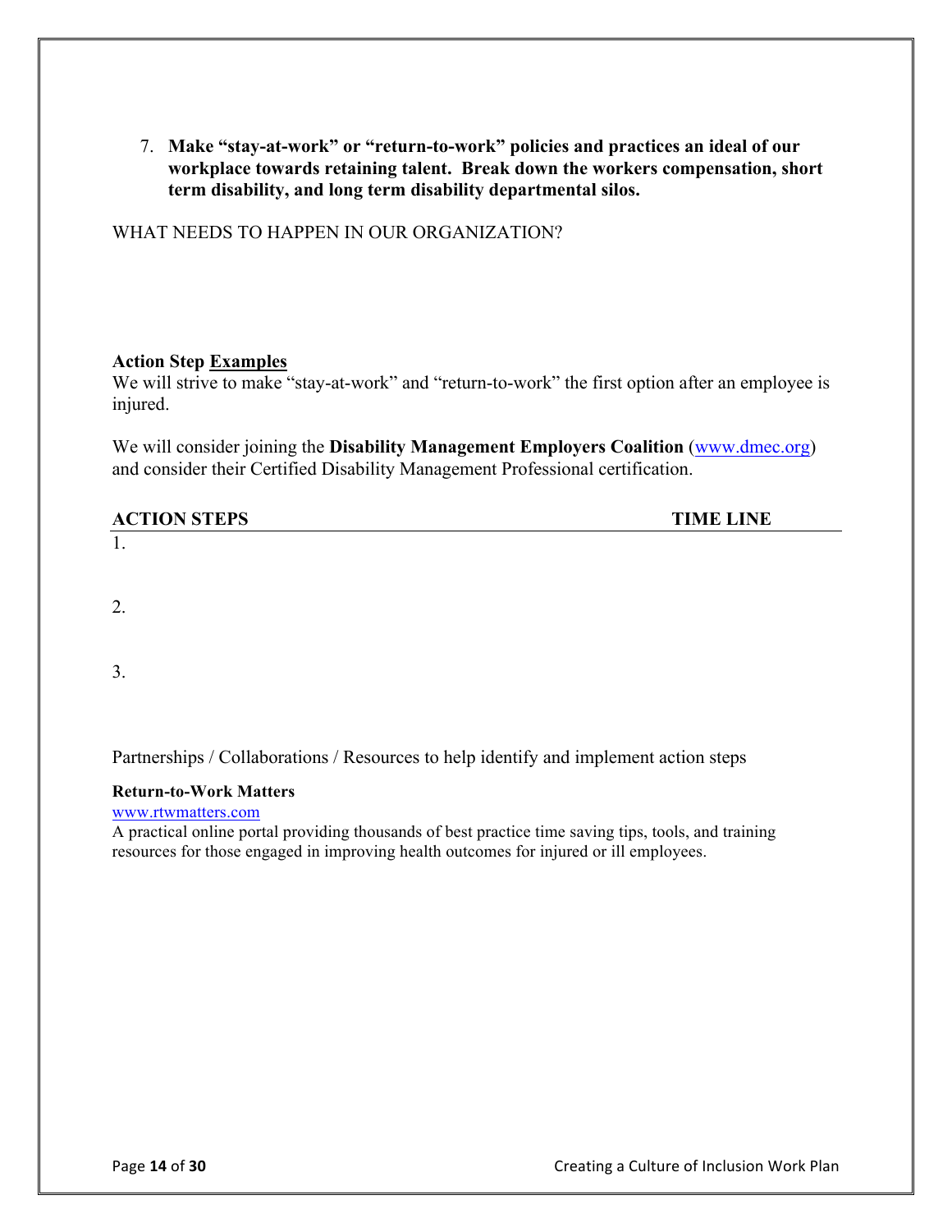7. **Make "stay-at-work" or "return-to-work" policies and practices an ideal of our workplace towards retaining talent. Break down the workers compensation, short term disability, and long term disability departmental silos.**

WHAT NEEDS TO HAPPEN IN OUR ORGANIZATION?

**Action Step Examples**

We will strive to make "stay-at-work" and "return-to-work" the first option after an employee is injured.

We will consider joining the **Disability Management Employers Coalition** (www.dmec.org) and consider their Certified Disability Management Professional certification.

| ACTION STEPS | TIME LINE |
| --- | --- |
| 1. | |
| 2. | |
| 3. | |

Partnerships / Collaborations / Resources to help identify and implement action steps

**Return-to-Work Matters**

www.rtwmatters.com

A practical online portal providing thousands of best practice time saving tips, tools, and training resources for those engaged in improving health outcomes for injured or ill employees.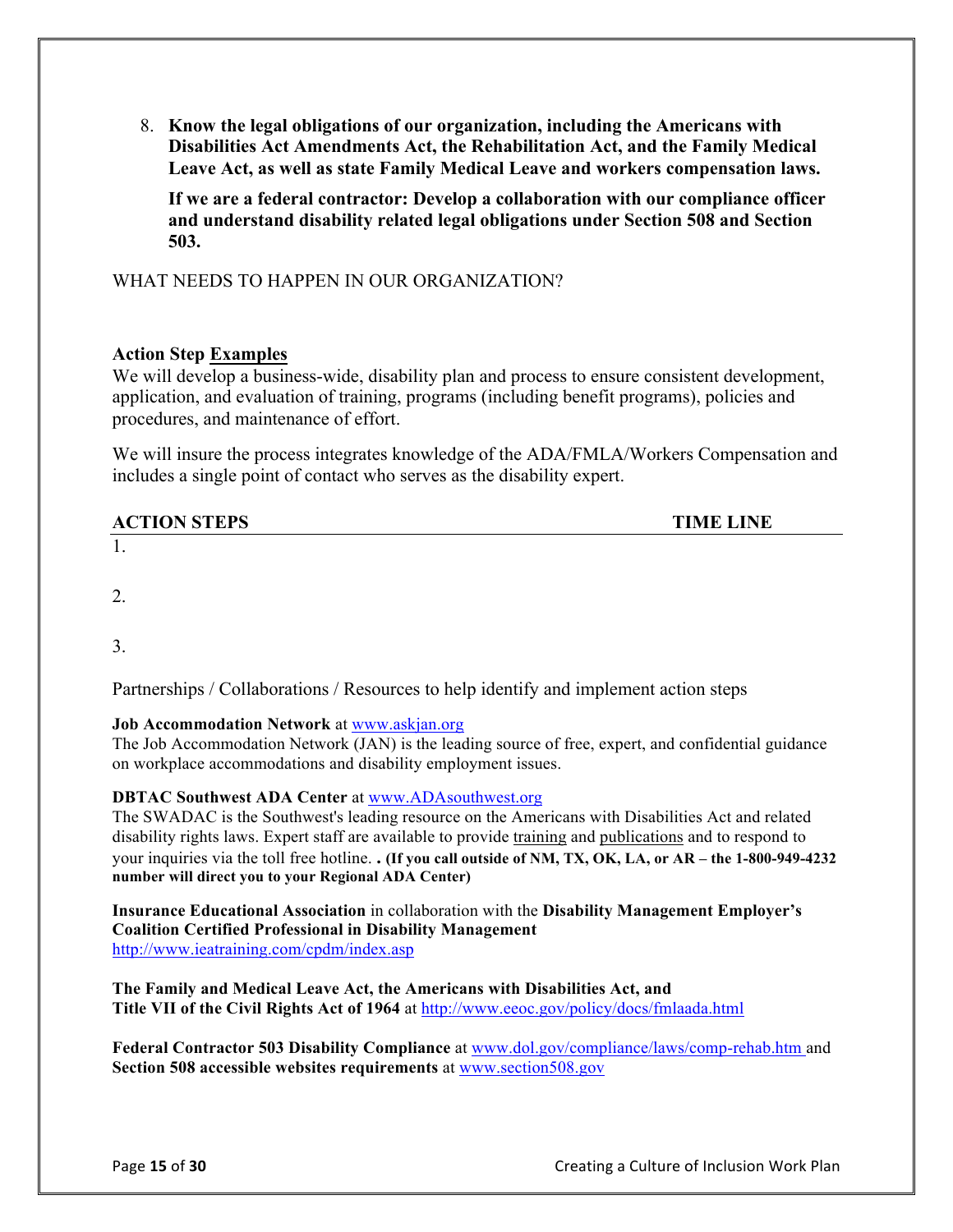8. **Know the legal obligations of our organization, including the Americans with Disabilities Act Amendments Act, the Rehabilitation Act, and the Family Medical Leave Act, as well as state Family Medical Leave and workers compensation laws.**

   **If we are a federal contractor: Develop a collaboration with our compliance officer and understand disability related legal obligations under Section 508 and Section 503.**

WHAT NEEDS TO HAPPEN IN OUR ORGANIZATION?

**Action Step Examples**

We will develop a business-wide, disability plan and process to ensure consistent development, application, and evaluation of training, programs (including benefit programs), policies and procedures, and maintenance of effort.

We will insure the process integrates knowledge of the ADA/FMLA/Workers Compensation and includes a single point of contact who serves as the disability expert.

| ACTION STEPS | TIME LINE |
|---|---|
| 1. | |
| 2. | |
| 3. | |

Partnerships / Collaborations / Resources to help identify and implement action steps

**Job Accommodation Network** at www.askjan.org
The Job Accommodation Network (JAN) is the leading source of free, expert, and confidential guidance on workplace accommodations and disability employment issues.

**DBTAC Southwest ADA Center** at www.ADAsouthwest.org
The SWADAC is the Southwest's leading resource on the Americans with Disabilities Act and related disability rights laws. Expert staff are available to provide training and publications and to respond to your inquiries via the toll free hotline. **. (If you call outside of NM, TX, OK, LA, or AR – the 1-800-949-4232 number will direct you to your Regional ADA Center)**

**Insurance Educational Association** in collaboration with the **Disability Management Employer's Coalition Certified Professional in Disability Management**
http://www.ieatraining.com/cpdm/index.asp

**The Family and Medical Leave Act, the Americans with Disabilities Act, and Title VII of the Civil Rights Act of 1964** at http://www.eeoc.gov/policy/docs/fmlaada.html

**Federal Contractor 503 Disability Compliance** at www.dol.gov/compliance/laws/comp-rehab.htm and **Section 508 accessible websites requirements** at www.section508.gov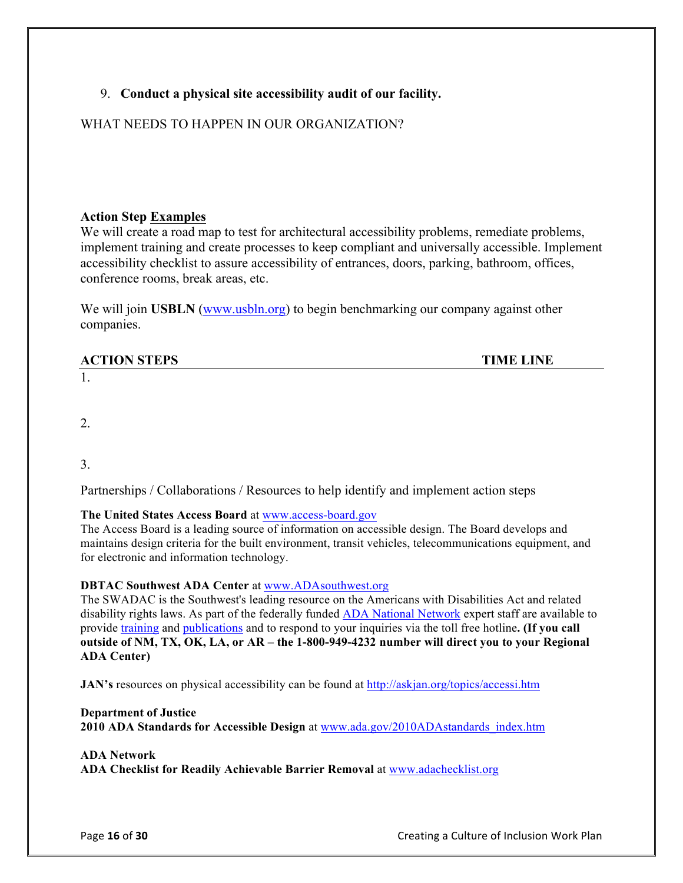9. **Conduct a physical site accessibility audit of our facility.**

WHAT NEEDS TO HAPPEN IN OUR ORGANIZATION?

**Action Step Examples**

We will create a road map to test for architectural accessibility problems, remediate problems, implement training and create processes to keep compliant and universally accessible. Implement accessibility checklist to assure accessibility of entrances, doors, parking, bathroom, offices, conference rooms, break areas, etc.

We will join **USBLN** (www.usbln.org) to begin benchmarking our company against other companies.

| ACTION STEPS | TIME LINE |
| --- | --- |
| 1. | |
| 2. | |
| 3. | |

Partnerships / Collaborations / Resources to help identify and implement action steps

**The United States Access Board** at www.access-board.gov

The Access Board is a leading source of information on accessible design. The Board develops and maintains design criteria for the built environment, transit vehicles, telecommunications equipment, and for electronic and information technology.

**DBTAC Southwest ADA Center** at www.ADAsouthwest.org

The SWADAC is the Southwest's leading resource on the Americans with Disabilities Act and related disability rights laws. As part of the federally funded ADA National Network expert staff are available to provide training and publications and to respond to your inquiries via the toll free hotline**. (If you call outside of NM, TX, OK, LA, or AR – the 1-800-949-4232 number will direct you to your Regional ADA Center)**

**JAN's** resources on physical accessibility can be found at http://askjan.org/topics/accessi.htm

**Department of Justice**
**2010 ADA Standards for Accessible Design** at www.ada.gov/2010ADAstandards_index.htm

**ADA Network**
**ADA Checklist for Readily Achievable Barrier Removal** at www.adachecklist.org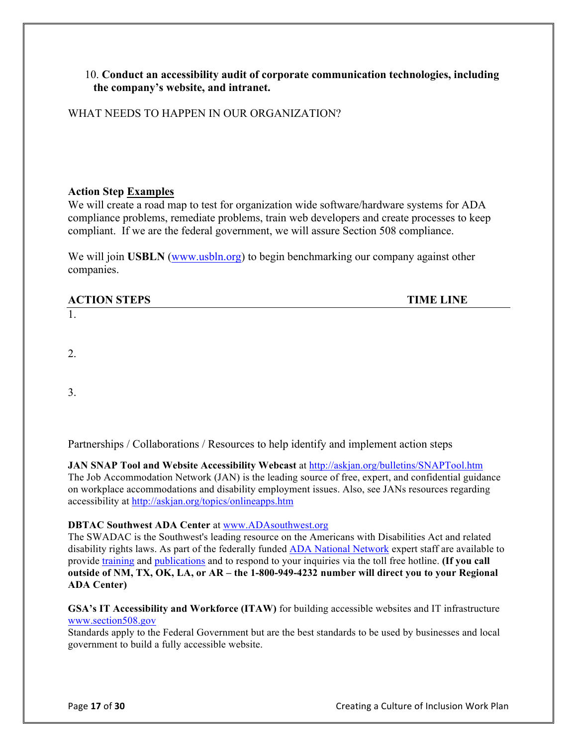10. **Conduct an accessibility audit of corporate communication technologies, including the company's website, and intranet.**

WHAT NEEDS TO HAPPEN IN OUR ORGANIZATION?

**Action Step Examples**

We will create a road map to test for organization wide software/hardware systems for ADA compliance problems, remediate problems, train web developers and create processes to keep compliant. If we are the federal government, we will assure Section 508 compliance.

We will join **USBLN** (www.usbln.org) to begin benchmarking our company against other companies.

| ACTION STEPS | TIME LINE |
|---|---|
| 1. | |
| 2. | |
| 3. | |

Partnerships / Collaborations / Resources to help identify and implement action steps

**JAN SNAP Tool and Website Accessibility Webcast** at http://askjan.org/bulletins/SNAPTool.htm
The Job Accommodation Network (JAN) is the leading source of free, expert, and confidential guidance on workplace accommodations and disability employment issues. Also, see JANs resources regarding accessibility at http://askjan.org/topics/onlineapps.htm

**DBTAC Southwest ADA Center** at www.ADAsouthwest.org
The SWADAC is the Southwest's leading resource on the Americans with Disabilities Act and related disability rights laws. As part of the federally funded ADA National Network expert staff are available to provide training and publications and to respond to your inquiries via the toll free hotline. **(If you call outside of NM, TX, OK, LA, or AR – the 1-800-949-4232 number will direct you to your Regional ADA Center)**

**GSA's IT Accessibility and Workforce (ITAW)** for building accessible websites and IT infrastructure www.section508.gov
Standards apply to the Federal Government but are the best standards to be used by businesses and local government to build a fully accessible website.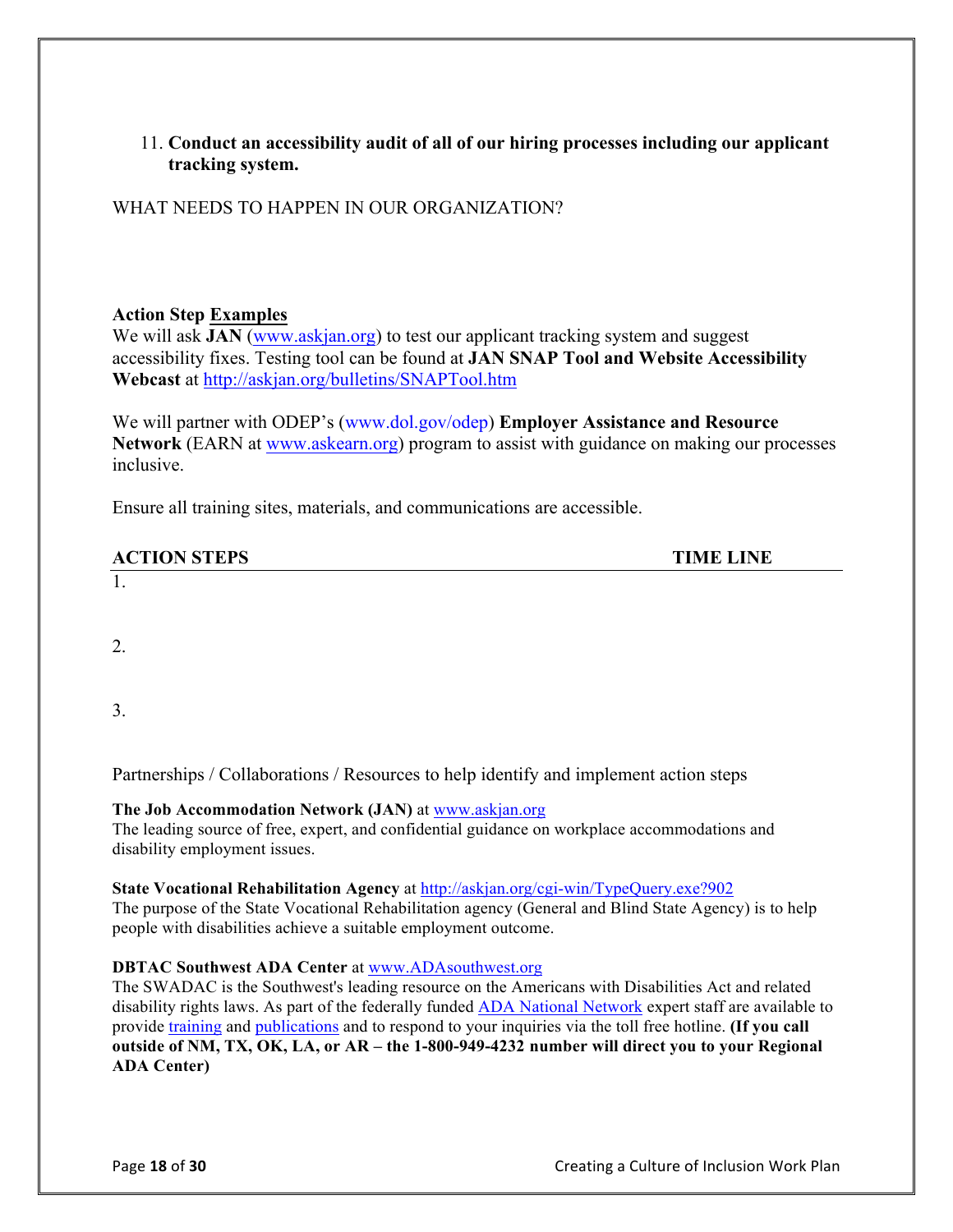11. **Conduct an accessibility audit of all of our hiring processes including our applicant tracking system.**

WHAT NEEDS TO HAPPEN IN OUR ORGANIZATION?

**Action Step Examples**

We will ask **JAN** (www.askjan.org) to test our applicant tracking system and suggest accessibility fixes. Testing tool can be found at **JAN SNAP Tool and Website Accessibility Webcast** at http://askjan.org/bulletins/SNAPTool.htm

We will partner with ODEP's (www.dol.gov/odep) **Employer Assistance and Resource Network** (EARN at www.askearn.org) program to assist with guidance on making our processes inclusive.

Ensure all training sites, materials, and communications are accessible.

| ACTION STEPS | TIME LINE |
|---|---|
| 1. | |
| 2. | |
| 3. | |

Partnerships / Collaborations / Resources to help identify and implement action steps

**The Job Accommodation Network (JAN)** at www.askjan.org
The leading source of free, expert, and confidential guidance on workplace accommodations and disability employment issues.

**State Vocational Rehabilitation Agency** at http://askjan.org/cgi-win/TypeQuery.exe?902
The purpose of the State Vocational Rehabilitation agency (General and Blind State Agency) is to help people with disabilities achieve a suitable employment outcome.

**DBTAC Southwest ADA Center** at www.ADAsouthwest.org
The SWADAC is the Southwest's leading resource on the Americans with Disabilities Act and related disability rights laws. As part of the federally funded ADA National Network expert staff are available to provide training and publications and to respond to your inquiries via the toll free hotline. **(If you call outside of NM, TX, OK, LA, or AR – the 1-800-949-4232 number will direct you to your Regional ADA Center)**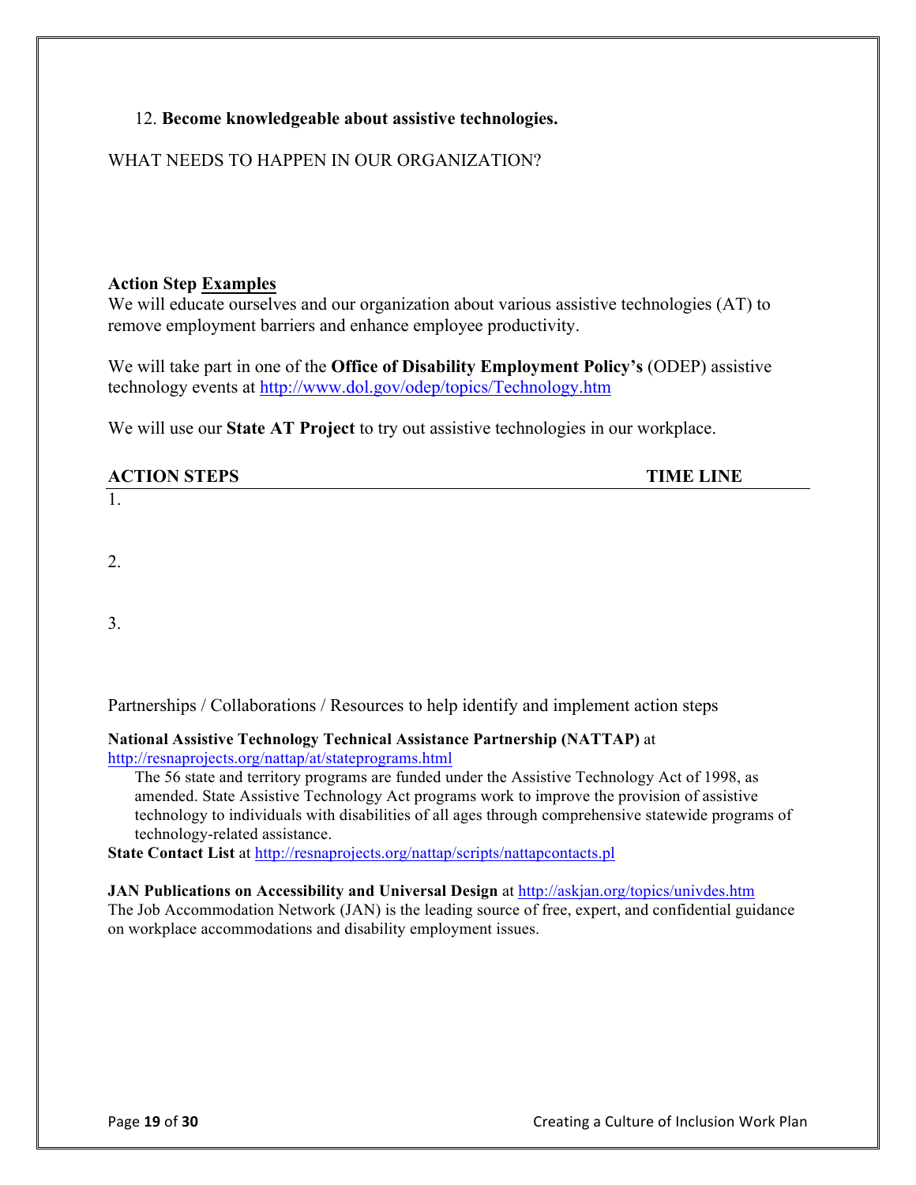12. **Become knowledgeable about assistive technologies.**

WHAT NEEDS TO HAPPEN IN OUR ORGANIZATION?

**Action Step Examples**

We will educate ourselves and our organization about various assistive technologies (AT) to remove employment barriers and enhance employee productivity.

We will take part in one of the **Office of Disability Employment Policy's** (ODEP) assistive technology events at http://www.dol.gov/odep/topics/Technology.htm

We will use our **State AT Project** to try out assistive technologies in our workplace.

| ACTION STEPS | TIME LINE |
| --- | --- |
| 1. | |
| 2. | |
| 3. | |

Partnerships / Collaborations / Resources to help identify and implement action steps

**National Assistive Technology Technical Assistance Partnership (NATTAP)** at http://resnaprojects.org/nattap/at/stateprograms.html

The 56 state and territory programs are funded under the Assistive Technology Act of 1998, as amended. State Assistive Technology Act programs work to improve the provision of assistive technology to individuals with disabilities of all ages through comprehensive statewide programs of technology-related assistance.

**State Contact List** at http://resnaprojects.org/nattap/scripts/nattapcontacts.pl

**JAN Publications on Accessibility and Universal Design** at http://askjan.org/topics/univdes.htm

The Job Accommodation Network (JAN) is the leading source of free, expert, and confidential guidance on workplace accommodations and disability employment issues.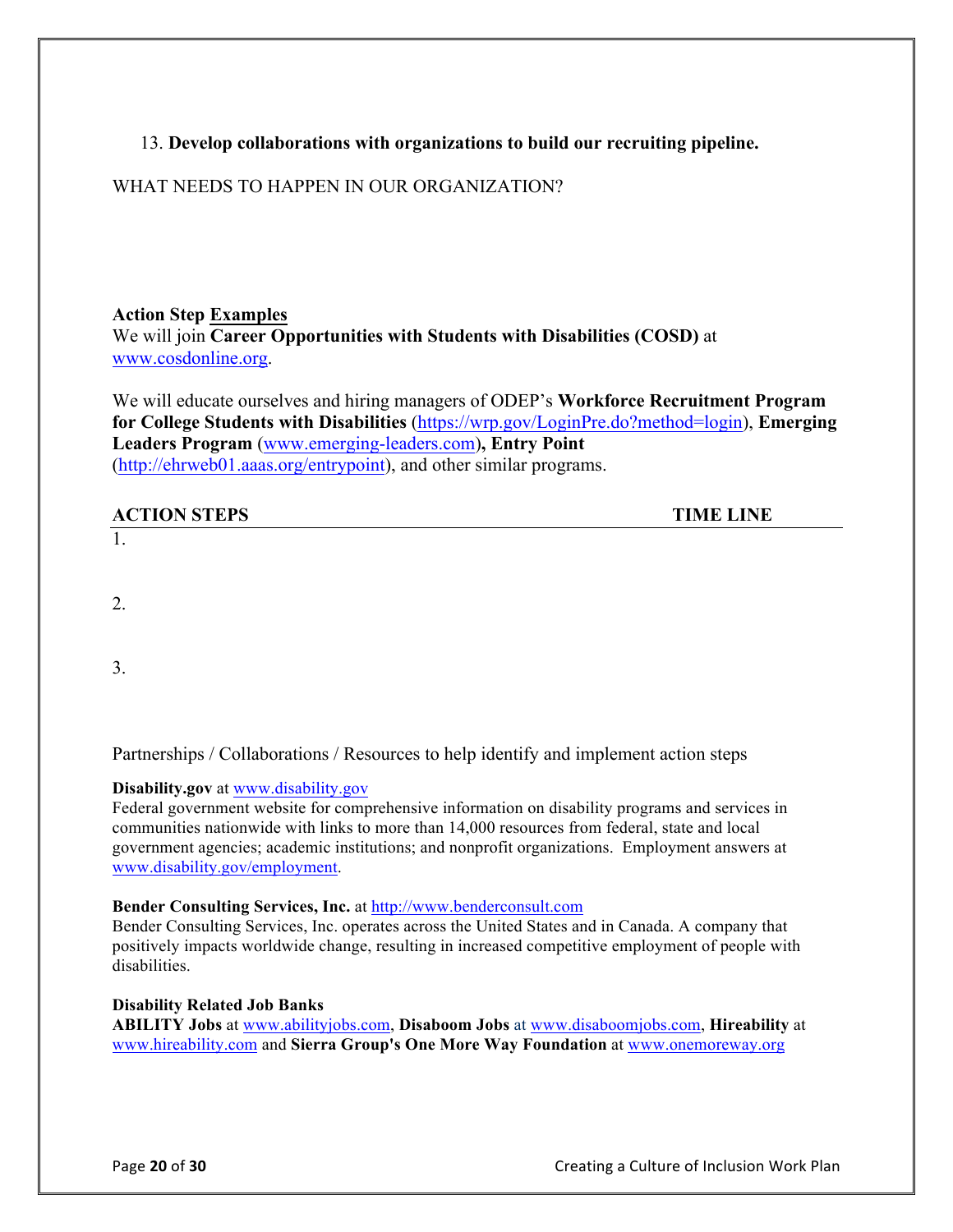13. **Develop collaborations with organizations to build our recruiting pipeline.**

WHAT NEEDS TO HAPPEN IN OUR ORGANIZATION?

**Action Step Examples**

We will join **Career Opportunities with Students with Disabilities (COSD)** at www.cosdonline.org.

We will educate ourselves and hiring managers of ODEP's **Workforce Recruitment Program for College Students with Disabilities** (https://wrp.gov/LoginPre.do?method=login), **Emerging Leaders Program** (www.emerging-leaders.com)**, Entry Point** (http://ehrweb01.aaas.org/entrypoint), and other similar programs.

| ACTION STEPS | TIME LINE |
|---|---|
| 1. | |
| 2. | |
| 3. | |

Partnerships / Collaborations / Resources to help identify and implement action steps

**Disability.gov** at www.disability.gov
Federal government website for comprehensive information on disability programs and services in communities nationwide with links to more than 14,000 resources from federal, state and local government agencies; academic institutions; and nonprofit organizations. Employment answers at www.disability.gov/employment.

**Bender Consulting Services, Inc.** at http://www.benderconsult.com
Bender Consulting Services, Inc. operates across the United States and in Canada. A company that positively impacts worldwide change, resulting in increased competitive employment of people with disabilities.

**Disability Related Job Banks**
**ABILITY Jobs** at www.abilityjobs.com, **Disaboom Jobs** at www.disaboomjobs.com, **Hireability** at www.hireability.com and **Sierra Group's One More Way Foundation** at www.onemoreway.org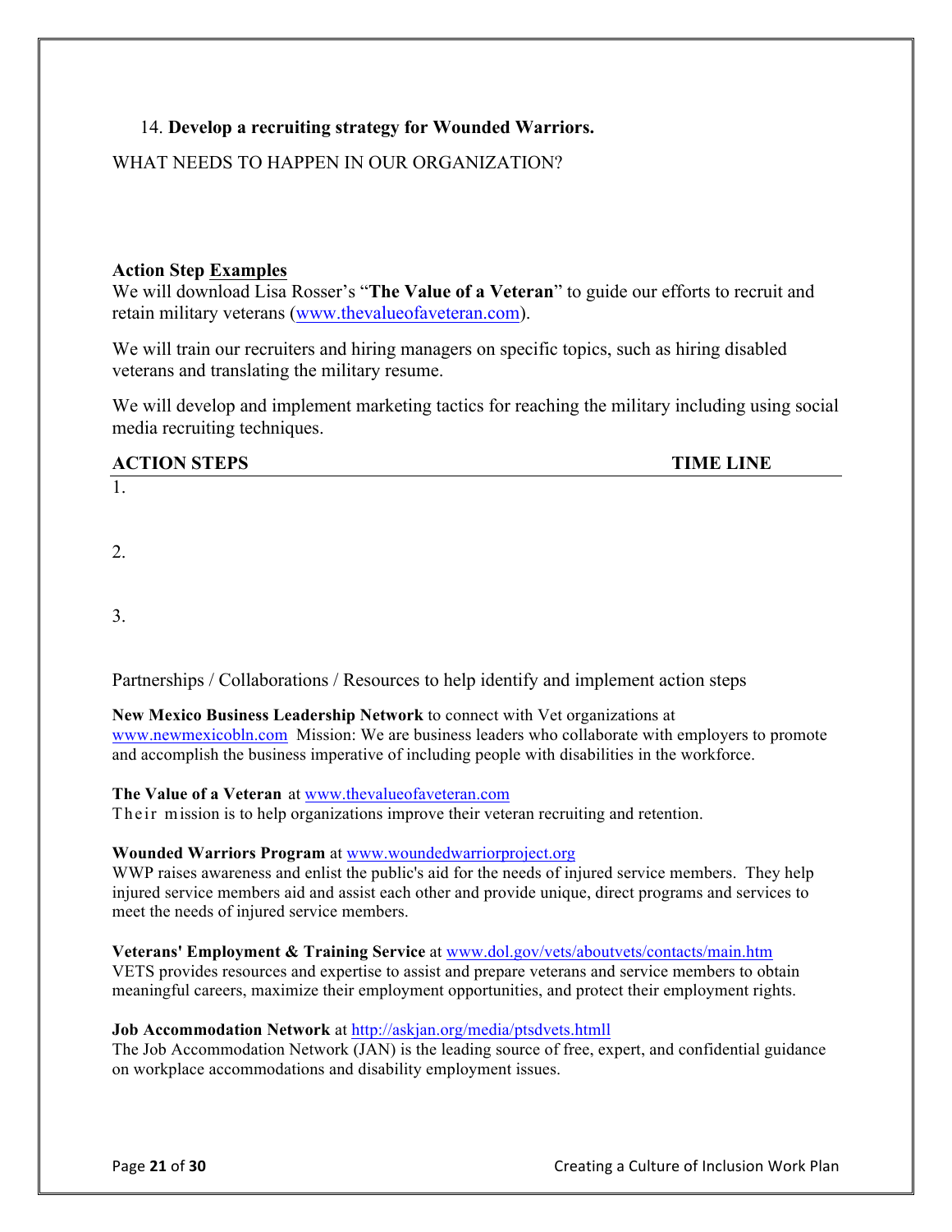14. **Develop a recruiting strategy for Wounded Warriors.**

WHAT NEEDS TO HAPPEN IN OUR ORGANIZATION?

**Action Step Examples**
We will download Lisa Rosser's "**The Value of a Veteran**" to guide our efforts to recruit and retain military veterans (www.thevalueofaveteran.com).

We will train our recruiters and hiring managers on specific topics, such as hiring disabled veterans and translating the military resume.

We will develop and implement marketing tactics for reaching the military including using social media recruiting techniques.

| ACTION STEPS | TIME LINE |
|---|---|
| 1. | |
| 2. | |
| 3. | |

Partnerships / Collaborations / Resources to help identify and implement action steps

**New Mexico Business Leadership Network** to connect with Vet organizations at www.newmexicobln.com Mission: We are business leaders who collaborate with employers to promote and accomplish the business imperative of including people with disabilities in the workforce.

**The Value of a Veteran** at www.thevalueofaveteran.com
Their mission is to help organizations improve their veteran recruiting and retention.

**Wounded Warriors Program** at www.woundedwarriorproject.org
WWP raises awareness and enlist the public's aid for the needs of injured service members. They help injured service members aid and assist each other and provide unique, direct programs and services to meet the needs of injured service members.

**Veterans' Employment & Training Service** at www.dol.gov/vets/aboutvets/contacts/main.htm
VETS provides resources and expertise to assist and prepare veterans and service members to obtain meaningful careers, maximize their employment opportunities, and protect their employment rights.

**Job Accommodation Network** at http://askjan.org/media/ptsdvets.htmll
The Job Accommodation Network (JAN) is the leading source of free, expert, and confidential guidance on workplace accommodations and disability employment issues.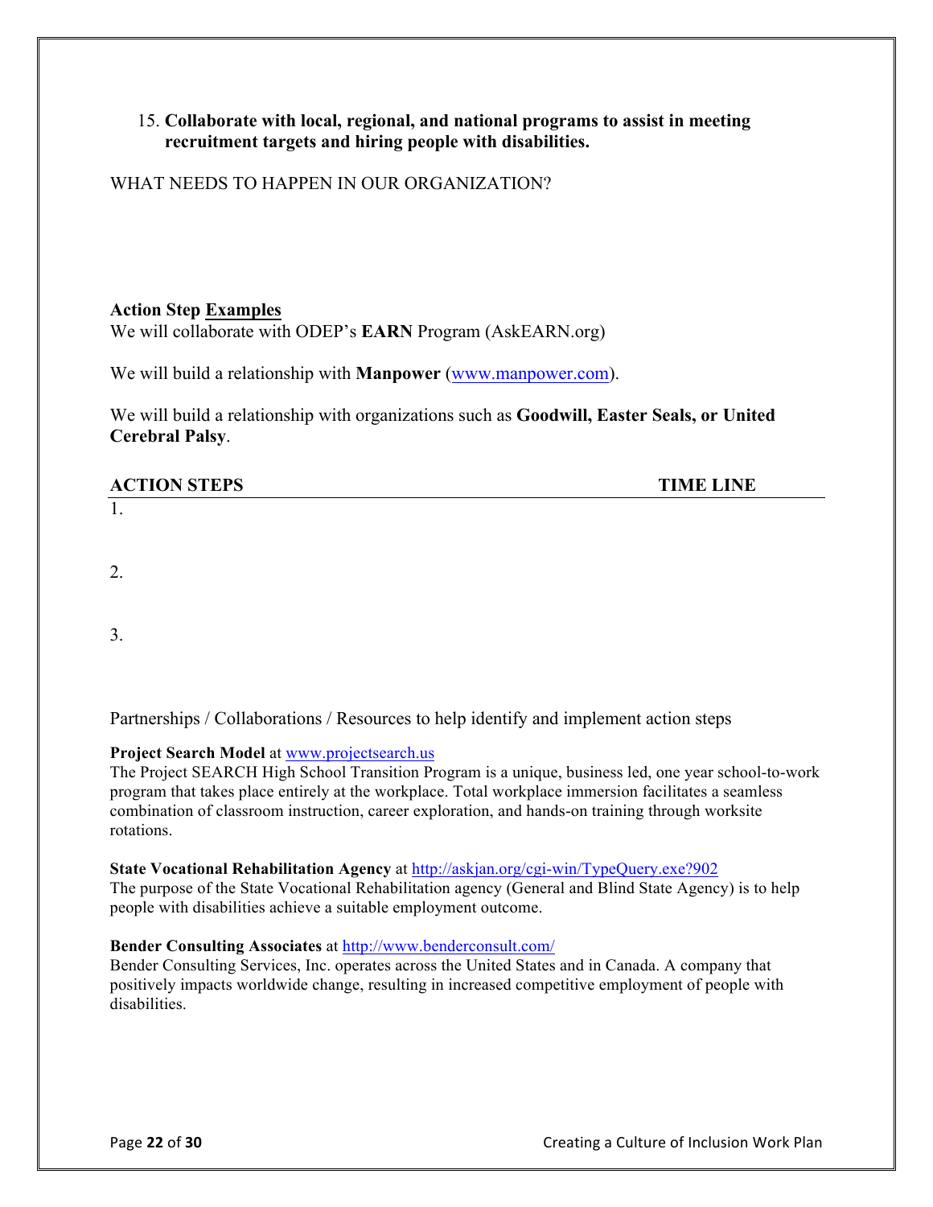15. **Collaborate with local, regional, and national programs to assist in meeting recruitment targets and hiring people with disabilities.**

WHAT NEEDS TO HAPPEN IN OUR ORGANIZATION?

**Action Step Examples**

We will collaborate with ODEP's **EARN** Program (AskEARN.org)

We will build a relationship with **Manpower** (www.manpower.com).

We will build a relationship with organizations such as **Goodwill, Easter Seals, or United Cerebral Palsy**.

| ACTION STEPS | TIME LINE |
| --- | --- |
| 1. | |
| 2. | |
| 3. | |

Partnerships / Collaborations / Resources to help identify and implement action steps

**Project Search Model** at www.projectsearch.us
The Project SEARCH High School Transition Program is a unique, business led, one year school-to-work program that takes place entirely at the workplace. Total workplace immersion facilitates a seamless combination of classroom instruction, career exploration, and hands-on training through worksite rotations.

**State Vocational Rehabilitation Agency** at http://askjan.org/cgi-win/TypeQuery.exe?902
The purpose of the State Vocational Rehabilitation agency (General and Blind State Agency) is to help people with disabilities achieve a suitable employment outcome.

**Bender Consulting Associates** at http://www.benderconsult.com/
Bender Consulting Services, Inc. operates across the United States and in Canada. A company that positively impacts worldwide change, resulting in increased competitive employment of people with disabilities.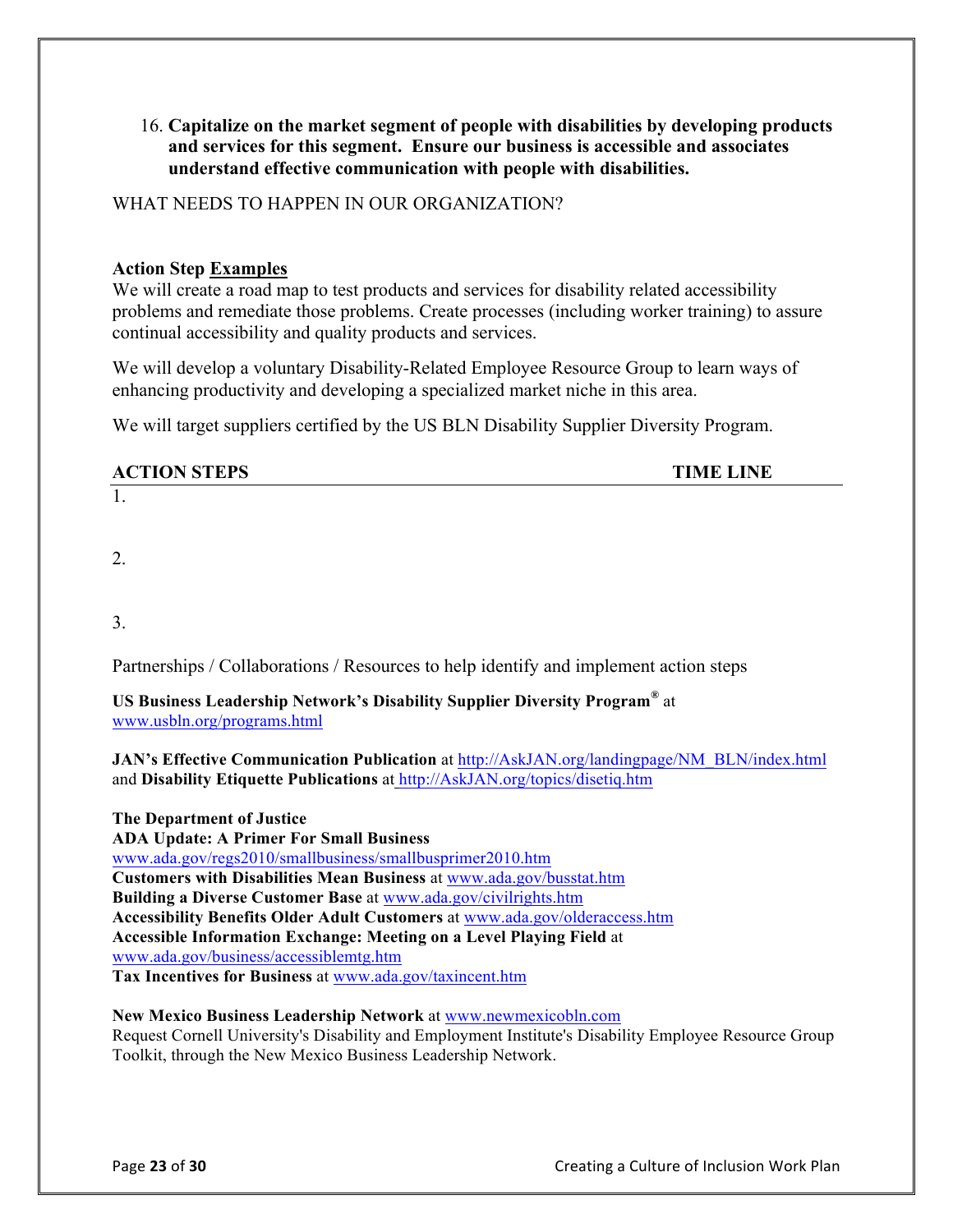16. **Capitalize on the market segment of people with disabilities by developing products and services for this segment. Ensure our business is accessible and associates understand effective communication with people with disabilities.**

WHAT NEEDS TO HAPPEN IN OUR ORGANIZATION?

**Action Step Examples**
We will create a road map to test products and services for disability related accessibility problems and remediate those problems. Create processes (including worker training) to assure continual accessibility and quality products and services.

We will develop a voluntary Disability-Related Employee Resource Group to learn ways of enhancing productivity and developing a specialized market niche in this area.

We will target suppliers certified by the US BLN Disability Supplier Diversity Program.

| ACTION STEPS | TIME LINE |
| --- | --- |
| 1. | |
| 2. | |
| 3. | |

Partnerships / Collaborations / Resources to help identify and implement action steps

**US Business Leadership Network's Disability Supplier Diversity Program®** at www.usbln.org/programs.html

**JAN's Effective Communication Publication** at http://AskJAN.org/landingpage/NM_BLN/index.html and **Disability Etiquette Publications** at http://AskJAN.org/topics/disetiq.htm

**The Department of Justice**
**ADA Update: A Primer For Small Business**
www.ada.gov/regs2010/smallbusiness/smallbusprimer2010.htm
**Customers with Disabilities Mean Business** at www.ada.gov/busstat.htm
**Building a Diverse Customer Base** at www.ada.gov/civilrights.htm
**Accessibility Benefits Older Adult Customers** at www.ada.gov/olderaccess.htm
**Accessible Information Exchange: Meeting on a Level Playing Field** at www.ada.gov/business/accessiblemtg.htm
**Tax Incentives for Business** at www.ada.gov/taxincent.htm

**New Mexico Business Leadership Network** at www.newmexicobln.com
Request Cornell University's Disability and Employment Institute's Disability Employee Resource Group Toolkit, through the New Mexico Business Leadership Network.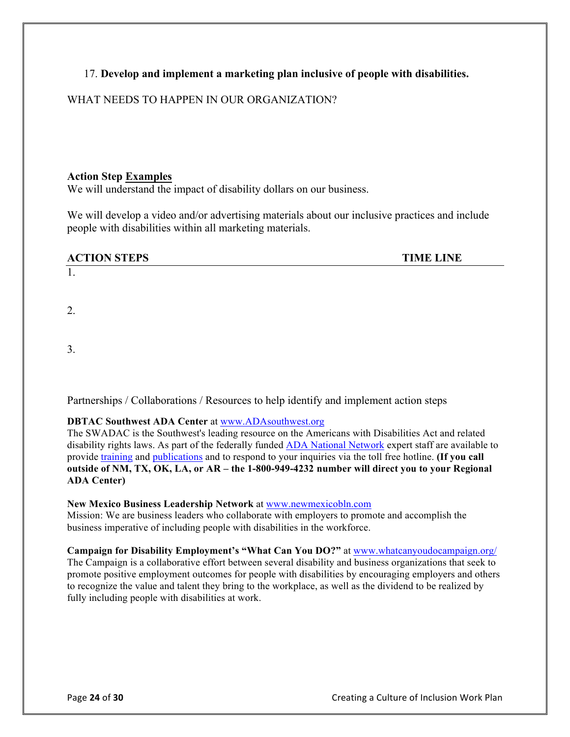17. **Develop and implement a marketing plan inclusive of people with disabilities.**

WHAT NEEDS TO HAPPEN IN OUR ORGANIZATION?

**Action Step Examples**
We will understand the impact of disability dollars on our business.

We will develop a video and/or advertising materials about our inclusive practices and include people with disabilities within all marketing materials.

| **ACTION STEPS** | **TIME LINE** |
|---|---|
| 1. | |
| 2. | |
| 3. | |

Partnerships / Collaborations / Resources to help identify and implement action steps

**DBTAC Southwest ADA Center** at www.ADAsouthwest.org
The SWADAC is the Southwest's leading resource on the Americans with Disabilities Act and related disability rights laws. As part of the federally funded ADA National Network expert staff are available to provide training and publications and to respond to your inquiries via the toll free hotline. **(If you call outside of NM, TX, OK, LA, or AR – the 1-800-949-4232 number will direct you to your Regional ADA Center)**

**New Mexico Business Leadership Network** at www.newmexicobln.com
Mission: We are business leaders who collaborate with employers to promote and accomplish the business imperative of including people with disabilities in the workforce.

**Campaign for Disability Employment's "What Can You DO?"** at www.whatcanyoudocampaign.org/
The Campaign is a collaborative effort between several disability and business organizations that seek to promote positive employment outcomes for people with disabilities by encouraging employers and others to recognize the value and talent they bring to the workplace, as well as the dividend to be realized by fully including people with disabilities at work.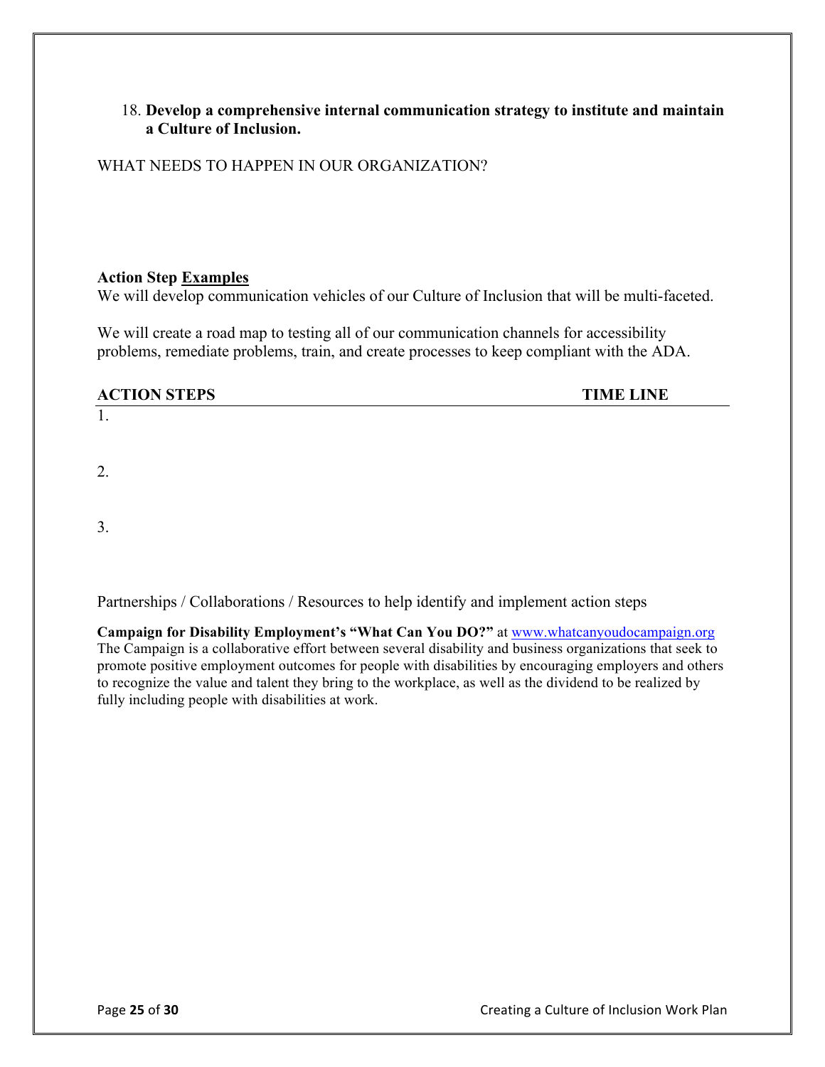18. **Develop a comprehensive internal communication strategy to institute and maintain a Culture of Inclusion.**

WHAT NEEDS TO HAPPEN IN OUR ORGANIZATION?

**Action Step <u>Examples</u>**
We will develop communication vehicles of our Culture of Inclusion that will be multi-faceted.

We will create a road map to testing all of our communication channels for accessibility problems, remediate problems, train, and create processes to keep compliant with the ADA.

| ACTION STEPS | TIME LINE |
| --- | --- |
| 1. | |
| 2. | |
| 3. | |

Partnerships / Collaborations / Resources to help identify and implement action steps

**Campaign for Disability Employment's "What Can You DO?"** at [www.whatcanyoudocampaign.org](http://www.whatcanyoudocampaign.org)
The Campaign is a collaborative effort between several disability and business organizations that seek to promote positive employment outcomes for people with disabilities by encouraging employers and others to recognize the value and talent they bring to the workplace, as well as the dividend to be realized by fully including people with disabilities at work.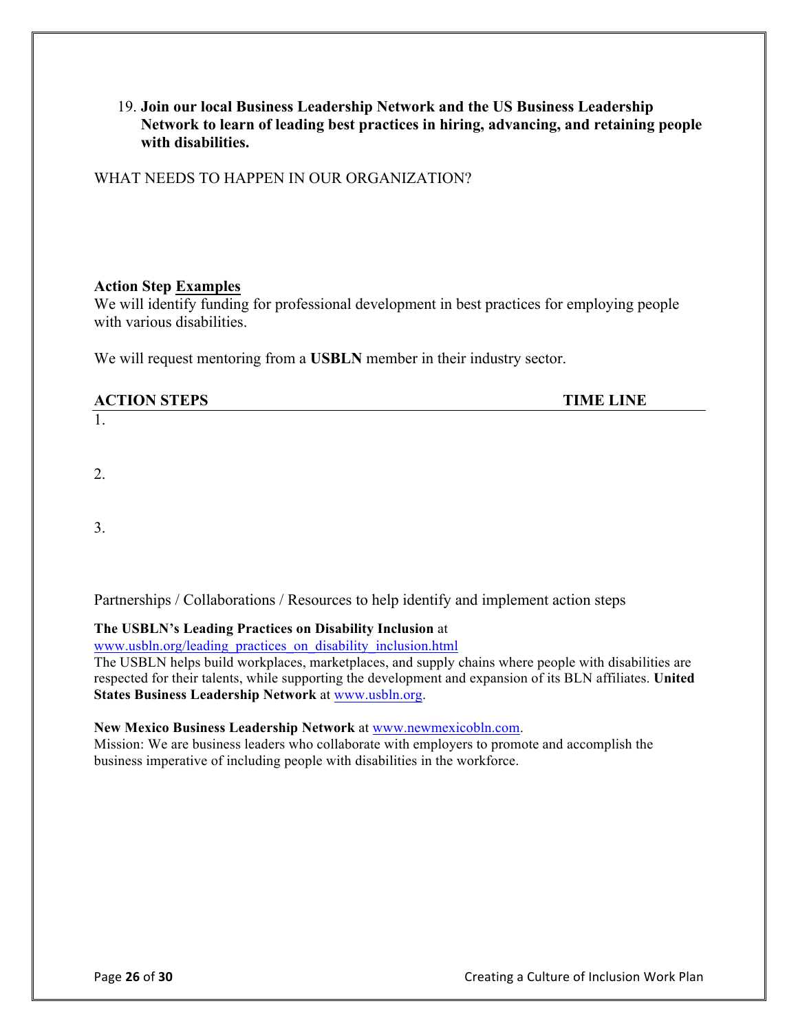19. **Join our local Business Leadership Network and the US Business Leadership Network to learn of leading best practices in hiring, advancing, and retaining people with disabilities.**

WHAT NEEDS TO HAPPEN IN OUR ORGANIZATION?

**Action Step Examples**

We will identify funding for professional development in best practices for employing people with various disabilities.

We will request mentoring from a **USBLN** member in their industry sector.

| **ACTION STEPS** | **TIME LINE** |
| --- | --- |
| 1. | |
| 2. | |
| 3. | |

Partnerships / Collaborations / Resources to help identify and implement action steps

**The USBLN's Leading Practices on Disability Inclusion** at www.usbln.org/leading_practices_on_disability_inclusion.html

The USBLN helps build workplaces, marketplaces, and supply chains where people with disabilities are respected for their talents, while supporting the development and expansion of its BLN affiliates. **United States Business Leadership Network** at www.usbln.org.

**New Mexico Business Leadership Network** at www.newmexicobln.com.

Mission: We are business leaders who collaborate with employers to promote and accomplish the business imperative of including people with disabilities in the workforce.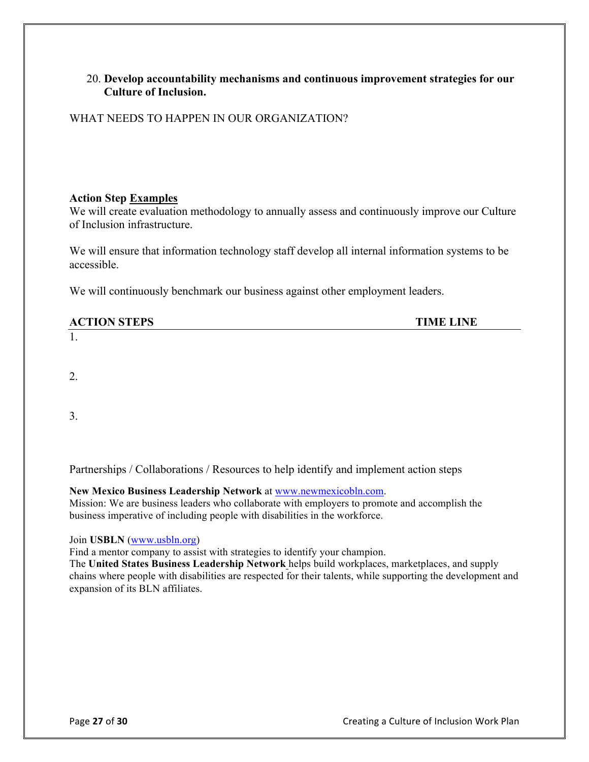20. **Develop accountability mechanisms and continuous improvement strategies for our Culture of Inclusion.**

WHAT NEEDS TO HAPPEN IN OUR ORGANIZATION?

**Action Step Examples**

We will create evaluation methodology to annually assess and continuously improve our Culture of Inclusion infrastructure.

We will ensure that information technology staff develop all internal information systems to be accessible.

We will continuously benchmark our business against other employment leaders.

| ACTION STEPS | TIME LINE |
| --- | --- |
| 1. | |
| 2. | |
| 3. | |

Partnerships / Collaborations / Resources to help identify and implement action steps

**New Mexico Business Leadership Network** at [www.newmexicobln.com](http://www.newmexicobln.com).
Mission: We are business leaders who collaborate with employers to promote and accomplish the business imperative of including people with disabilities in the workforce.

Join **USBLN** ([www.usbln.org](http://www.usbln.org))
Find a mentor company to assist with strategies to identify your champion.
The **United States Business Leadership Network** helps build workplaces, marketplaces, and supply chains where people with disabilities are respected for their talents, while supporting the development and expansion of its BLN affiliates.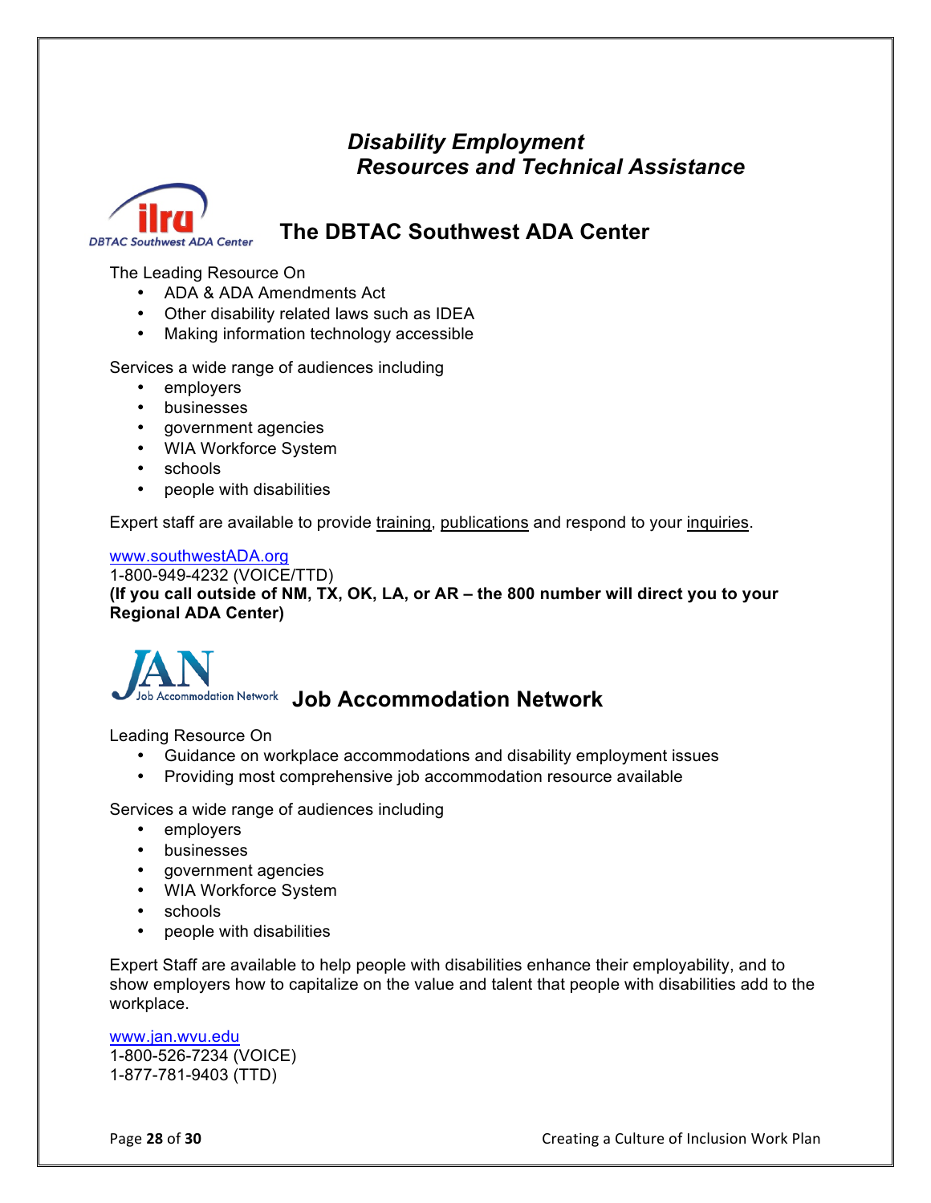# *Disability Employment Resources and Technical Assistance*

## The DBTAC Southwest ADA Center

The Leading Resource On

- ADA & ADA Amendments Act
- Other disability related laws such as IDEA
- Making information technology accessible

Services a wide range of audiences including

- employers
- businesses
- government agencies
- WIA Workforce System
- schools
- people with disabilities

Expert staff are available to provide training, publications and respond to your inquiries.

www.southwestADA.org
1-800-949-4232 (VOICE/TTD)
**(If you call outside of NM, TX, OK, LA, or AR – the 800 number will direct you to your Regional ADA Center)**

## Job Accommodation Network

Leading Resource On

- Guidance on workplace accommodations and disability employment issues
- Providing most comprehensive job accommodation resource available

Services a wide range of audiences including

- employers
- businesses
- government agencies
- WIA Workforce System
- schools
- people with disabilities

Expert Staff are available to help people with disabilities enhance their employability, and to show employers how to capitalize on the value and talent that people with disabilities add to the workplace.

www.jan.wvu.edu
1-800-526-7234 (VOICE)
1-877-781-9403 (TTD)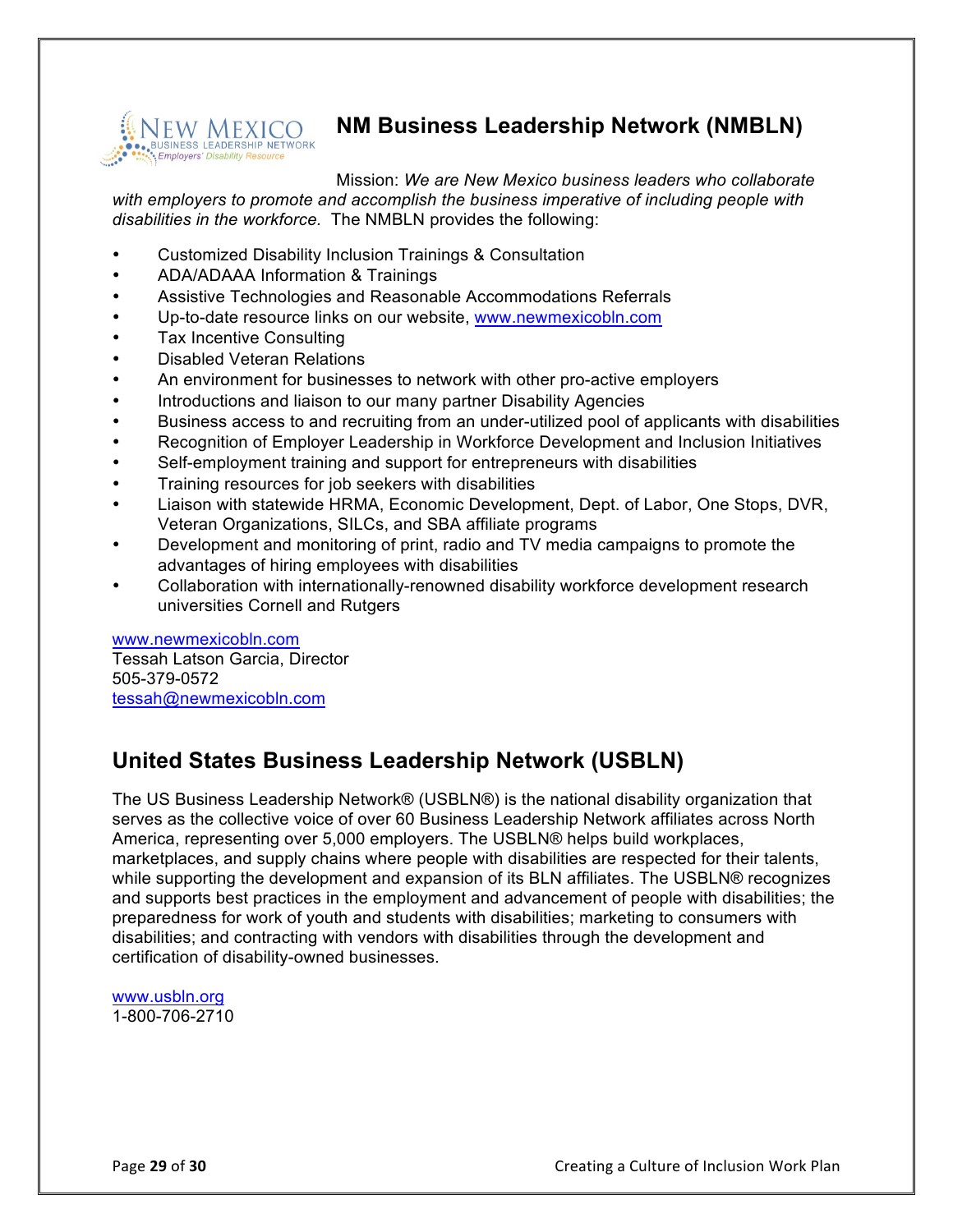## NM Business Leadership Network (NMBLN)

Mission: *We are New Mexico business leaders who collaborate with employers to promote and accomplish the business imperative of including people with disabilities in the workforce.* The NMBLN provides the following:

- Customized Disability Inclusion Trainings & Consultation
- ADA/ADAAA Information & Trainings
- Assistive Technologies and Reasonable Accommodations Referrals
- Up-to-date resource links on our website, www.newmexicobln.com
- Tax Incentive Consulting
- Disabled Veteran Relations
- An environment for businesses to network with other pro-active employers
- Introductions and liaison to our many partner Disability Agencies
- Business access to and recruiting from an under-utilized pool of applicants with disabilities
- Recognition of Employer Leadership in Workforce Development and Inclusion Initiatives
- Self-employment training and support for entrepreneurs with disabilities
- Training resources for job seekers with disabilities
- Liaison with statewide HRMA, Economic Development, Dept. of Labor, One Stops, DVR, Veteran Organizations, SILCs, and SBA affiliate programs
- Development and monitoring of print, radio and TV media campaigns to promote the advantages of hiring employees with disabilities
- Collaboration with internationally-renowned disability workforce development research universities Cornell and Rutgers

www.newmexicobln.com
Tessah Latson Garcia, Director
505-379-0572
tessah@newmexicobln.com

## United States Business Leadership Network (USBLN)

The US Business Leadership Network® (USBLN®) is the national disability organization that serves as the collective voice of over 60 Business Leadership Network affiliates across North America, representing over 5,000 employers. The USBLN® helps build workplaces, marketplaces, and supply chains where people with disabilities are respected for their talents, while supporting the development and expansion of its BLN affiliates. The USBLN® recognizes and supports best practices in the employment and advancement of people with disabilities; the preparedness for work of youth and students with disabilities; marketing to consumers with disabilities; and contracting with vendors with disabilities through the development and certification of disability-owned businesses.

www.usbln.org
1-800-706-2710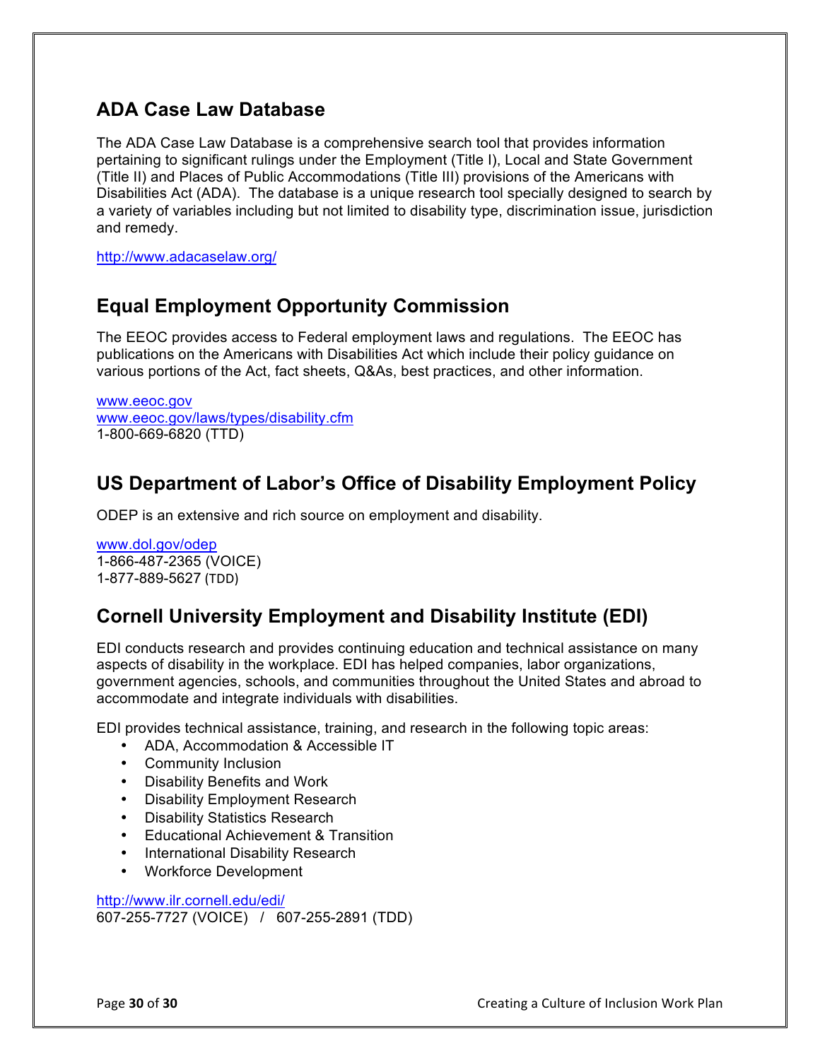## ADA Case Law Database

The ADA Case Law Database is a comprehensive search tool that provides information pertaining to significant rulings under the Employment (Title I), Local and State Government (Title II) and Places of Public Accommodations (Title III) provisions of the Americans with Disabilities Act (ADA). The database is a unique research tool specially designed to search by a variety of variables including but not limited to disability type, discrimination issue, jurisdiction and remedy.

http://www.adacaselaw.org/

## Equal Employment Opportunity Commission

The EEOC provides access to Federal employment laws and regulations. The EEOC has publications on the Americans with Disabilities Act which include their policy guidance on various portions of the Act, fact sheets, Q&As, best practices, and other information.

www.eeoc.gov
www.eeoc.gov/laws/types/disability.cfm
1-800-669-6820 (TTD)

## US Department of Labor's Office of Disability Employment Policy

ODEP is an extensive and rich source on employment and disability.

www.dol.gov/odep
1-866-487-2365 (VOICE)
1-877-889-5627 (TDD)

## Cornell University Employment and Disability Institute (EDI)

EDI conducts research and provides continuing education and technical assistance on many aspects of disability in the workplace. EDI has helped companies, labor organizations, government agencies, schools, and communities throughout the United States and abroad to accommodate and integrate individuals with disabilities.

EDI provides technical assistance, training, and research in the following topic areas:

- ADA, Accommodation & Accessible IT
- Community Inclusion
- Disability Benefits and Work
- Disability Employment Research
- Disability Statistics Research
- Educational Achievement & Transition
- International Disability Research
- Workforce Development

http://www.ilr.cornell.edu/edi/
607-255-7727 (VOICE) / 607-255-2891 (TDD)